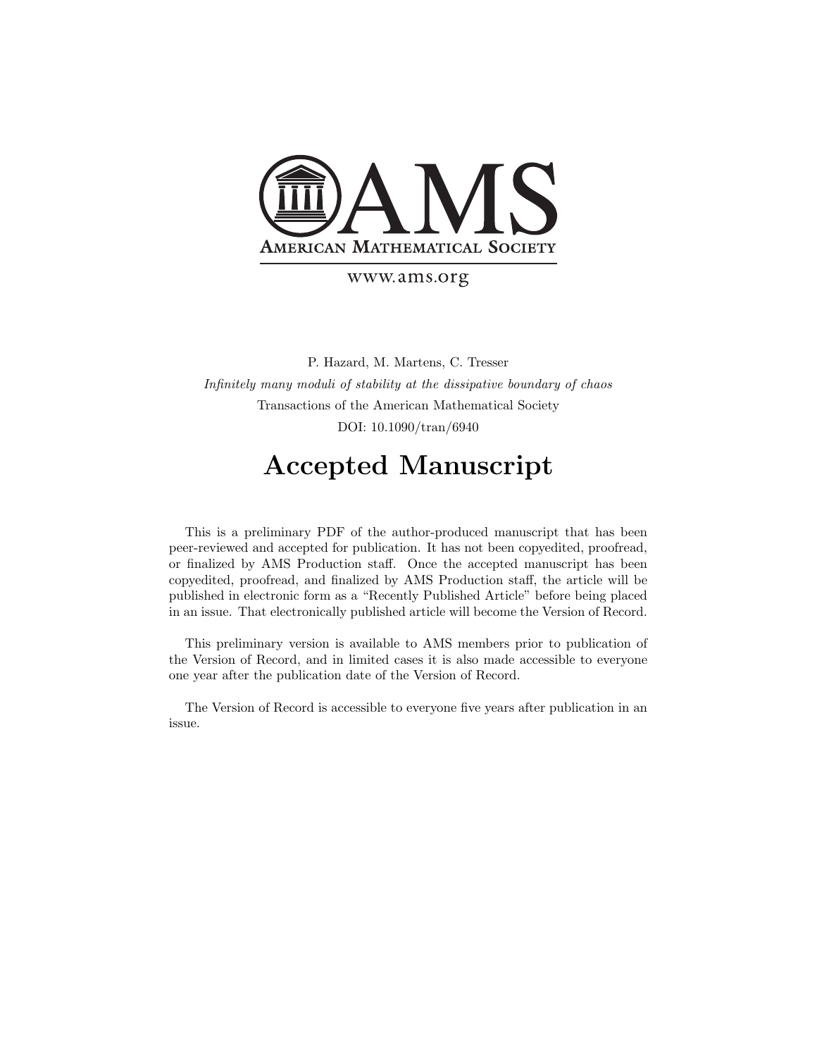AMS

AMERICAN MATHEMATICAL SOCIETY

www.ams.org

P. Hazard, M. Martens, C. Tresser

*Infinitely many moduli of stability at the dissipative boundary of chaos*

Transactions of the American Mathematical Society

DOI: 10.1090/tran/6940

# Accepted Manuscript

This is a preliminary PDF of the author-produced manuscript that has been peer-reviewed and accepted for publication. It has not been copyedited, proofread, or finalized by AMS Production staff. Once the accepted manuscript has been copyedited, proofread, and finalized by AMS Production staff, the article will be published in electronic form as a "Recently Published Article" before being placed in an issue. That electronically published article will become the Version of Record.

This preliminary version is available to AMS members prior to publication of the Version of Record, and in limited cases it is also made accessible to everyone one year after the publication date of the Version of Record.

The Version of Record is accessible to everyone five years after publication in an issue.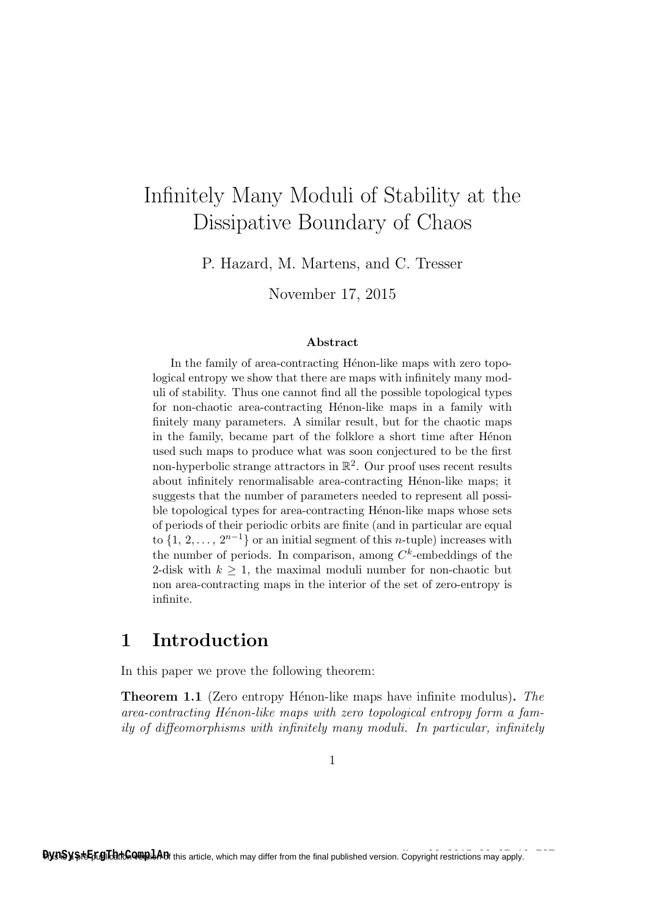# Infinitely Many Moduli of Stability at the Dissipative Boundary of Chaos

P. Hazard, M. Martens, and C. Tresser

November 17, 2015

### Abstract

In the family of area-contracting Hénon-like maps with zero topological entropy we show that there are maps with infinitely many moduli of stability. Thus one cannot find all the possible topological types for non-chaotic area-contracting Hénon-like maps in a family with finitely many parameters. A similar result, but for the chaotic maps in the family, became part of the folklore a short time after Hénon used such maps to produce what was soon conjectured to be the first non-hyperbolic strange attractors in $\mathbb{R}^2$. Our proof uses recent results about infinitely renormalisable area-contracting Hénon-like maps; it suggests that the number of parameters needed to represent all possible topological types for area-contracting Hénon-like maps whose sets of periods of their periodic orbits are finite (and in particular are equal to $\{1, 2, \ldots, 2^{n-1}\}$ or an initial segment of this $n$-tuple) increases with the number of periods. In comparison, among $C^k$-embeddings of the 2-disk with $k \geq 1$, the maximal moduli number for non-chaotic but non area-contracting maps in the interior of the set of zero-entropy is infinite.

## 1 Introduction

In this paper we prove the following theorem:

**Theorem 1.1** (Zero entropy Hénon-like maps have infinite modulus)**.** *The area-contracting Hénon-like maps with zero topological entropy form a family of diffeomorphisms with infinitely many moduli. In particular, infinitely*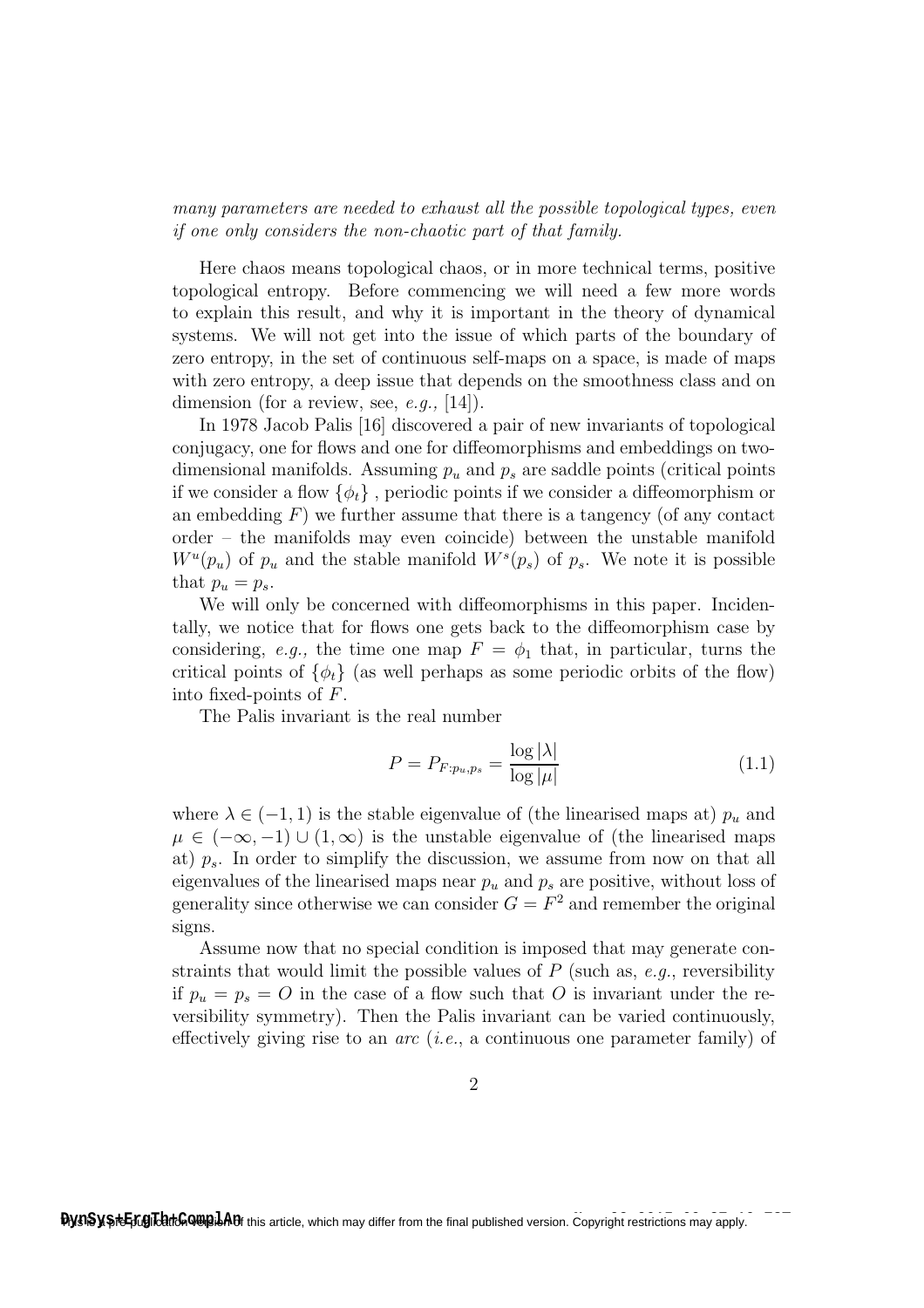*many parameters are needed to exhaust all the possible topological types, even if one only considers the non-chaotic part of that family.*

Here chaos means topological chaos, or in more technical terms, positive topological entropy. Before commencing we will need a few more words to explain this result, and why it is important in the theory of dynamical systems. We will not get into the issue of which parts of the boundary of zero entropy, in the set of continuous self-maps on a space, is made of maps with zero entropy, a deep issue that depends on the smoothness class and on dimension (for a review, see, *e.g.,* [14]).

In 1978 Jacob Palis [16] discovered a pair of new invariants of topological conjugacy, one for flows and one for diffeomorphisms and embeddings on two-dimensional manifolds. Assuming $p_u$ and $p_s$ are saddle points (critical points if we consider a flow $\{\phi_t\}$ , periodic points if we consider a diffeomorphism or an embedding $F$) we further assume that there is a tangency (of any contact order – the manifolds may even coincide) between the unstable manifold $W^u(p_u)$ of $p_u$ and the stable manifold $W^s(p_s)$ of $p_s$. We note it is possible that $p_u = p_s$.

We will only be concerned with diffeomorphisms in this paper. Incidentally, we notice that for flows one gets back to the diffeomorphism case by considering, *e.g.,* the time one map $F = \phi_1$ that, in particular, turns the critical points of $\{\phi_t\}$ (as well perhaps as some periodic orbits of the flow) into fixed-points of $F$.

The Palis invariant is the real number

$$P = P_{F:p_u,p_s} = \frac{\log |\lambda|}{\log |\mu|} \tag{1.1}$$

where $\lambda \in (-1, 1)$ is the stable eigenvalue of (the linearised maps at) $p_u$ and $\mu \in (-\infty, -1) \cup (1, \infty)$ is the unstable eigenvalue of (the linearised maps at) $p_s$. In order to simplify the discussion, we assume from now on that all eigenvalues of the linearised maps near $p_u$ and $p_s$ are positive, without loss of generality since otherwise we can consider $G = F^2$ and remember the original signs.

Assume now that no special condition is imposed that may generate constraints that would limit the possible values of $P$ (such as, *e.g.*, reversibility if $p_u = p_s = O$ in the case of a flow such that $O$ is invariant under the reversibility symmetry). Then the Palis invariant can be varied continuously, effectively giving rise to an *arc* (*i.e.*, a continuous one parameter family) of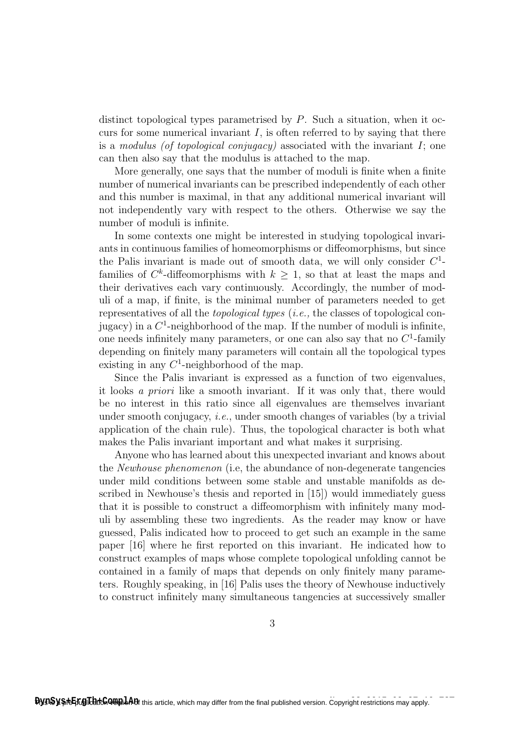distinct topological types parametrised by $P$. Such a situation, when it occurs for some numerical invariant $I$, is often referred to by saying that there is a *modulus (of topological conjugacy)* associated with the invariant $I$; one can then also say that the modulus is attached to the map.

More generally, one says that the number of moduli is finite when a finite number of numerical invariants can be prescribed independently of each other and this number is maximal, in that any additional numerical invariant will not independently vary with respect to the others. Otherwise we say the number of moduli is infinite.

In some contexts one might be interested in studying topological invariants in continuous families of homeomorphisms or diffeomorphisms, but since the Palis invariant is made out of smooth data, we will only consider $C^1$-families of $C^k$-diffeomorphisms with $k \geq 1$, so that at least the maps and their derivatives each vary continuously. Accordingly, the number of moduli of a map, if finite, is the minimal number of parameters needed to get representatives of all the *topological types* (*i.e.,* the classes of topological conjugacy) in a $C^1$-neighborhood of the map. If the number of moduli is infinite, one needs infinitely many parameters, or one can also say that no $C^1$-family depending on finitely many parameters will contain all the topological types existing in any $C^1$-neighborhood of the map.

Since the Palis invariant is expressed as a function of two eigenvalues, it looks *a priori* like a smooth invariant. If it was only that, there would be no interest in this ratio since all eigenvalues are themselves invariant under smooth conjugacy, *i.e.*, under smooth changes of variables (by a trivial application of the chain rule). Thus, the topological character is both what makes the Palis invariant important and what makes it surprising.

Anyone who has learned about this unexpected invariant and knows about the *Newhouse phenomenon* (i.e, the abundance of non-degenerate tangencies under mild conditions between some stable and unstable manifolds as described in Newhouse's thesis and reported in [15]) would immediately guess that it is possible to construct a diffeomorphism with infinitely many moduli by assembling these two ingredients. As the reader may know or have guessed, Palis indicated how to proceed to get such an example in the same paper [16] where he first reported on this invariant. He indicated how to construct examples of maps whose complete topological unfolding cannot be contained in a family of maps that depends on only finitely many parameters. Roughly speaking, in [16] Palis uses the theory of Newhouse inductively to construct infinitely many simultaneous tangencies at successively smaller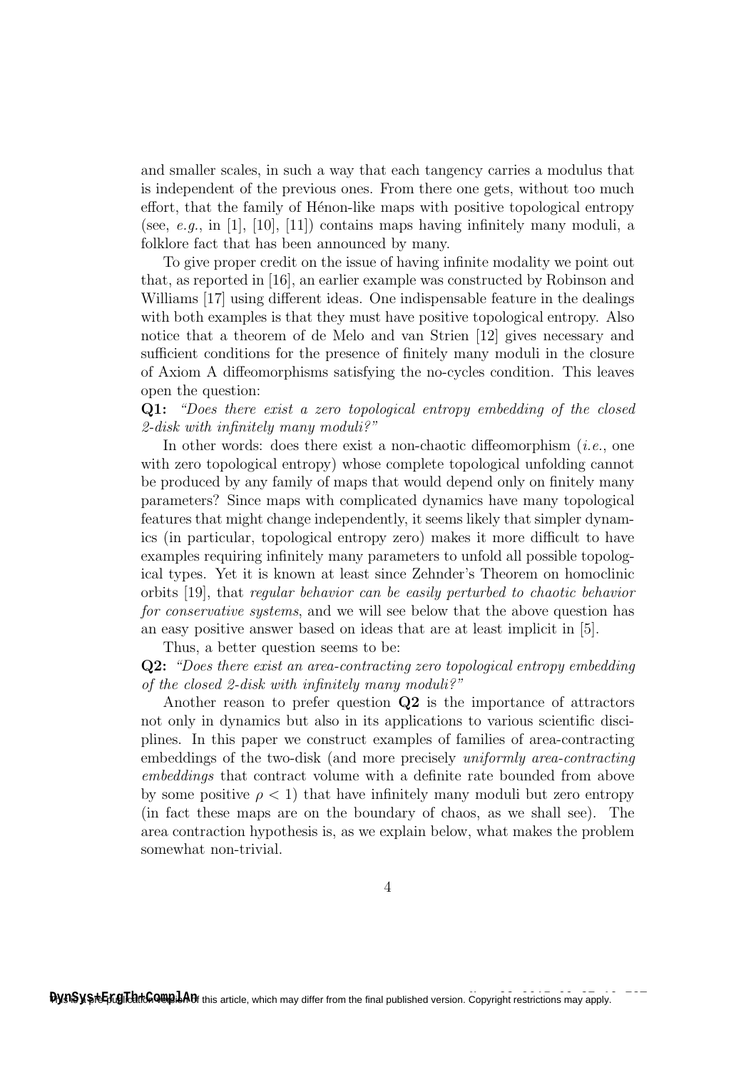and smaller scales, in such a way that each tangency carries a modulus that is independent of the previous ones. From there one gets, without too much effort, that the family of Hénon-like maps with positive topological entropy (see, *e.g.*, in [1], [10], [11]) contains maps having infinitely many moduli, a folklore fact that has been announced by many.

To give proper credit on the issue of having infinite modality we point out that, as reported in [16], an earlier example was constructed by Robinson and Williams [17] using different ideas. One indispensable feature in the dealings with both examples is that they must have positive topological entropy. Also notice that a theorem of de Melo and van Strien [12] gives necessary and sufficient conditions for the presence of finitely many moduli in the closure of Axiom A diffeomorphisms satisfying the no-cycles condition. This leaves open the question:

**Q1:** *"Does there exist a zero topological entropy embedding of the closed 2-disk with infinitely many moduli?"*

In other words: does there exist a non-chaotic diffeomorphism (*i.e.*, one with zero topological entropy) whose complete topological unfolding cannot be produced by any family of maps that would depend only on finitely many parameters? Since maps with complicated dynamics have many topological features that might change independently, it seems likely that simpler dynamics (in particular, topological entropy zero) makes it more difficult to have examples requiring infinitely many parameters to unfold all possible topological types. Yet it is known at least since Zehnder's Theorem on homoclinic orbits [19], that *regular behavior can be easily perturbed to chaotic behavior for conservative systems*, and we will see below that the above question has an easy positive answer based on ideas that are at least implicit in [5].

Thus, a better question seems to be:

**Q2:** *"Does there exist an area-contracting zero topological entropy embedding of the closed 2-disk with infinitely many moduli?"*

Another reason to prefer question **Q2** is the importance of attractors not only in dynamics but also in its applications to various scientific disciplines. In this paper we construct examples of families of area-contracting embeddings of the two-disk (and more precisely *uniformly area-contracting embeddings* that contract volume with a definite rate bounded from above by some positive $\rho < 1$) that have infinitely many moduli but zero entropy (in fact these maps are on the boundary of chaos, as we shall see). The area contraction hypothesis is, as we explain below, what makes the problem somewhat non-trivial.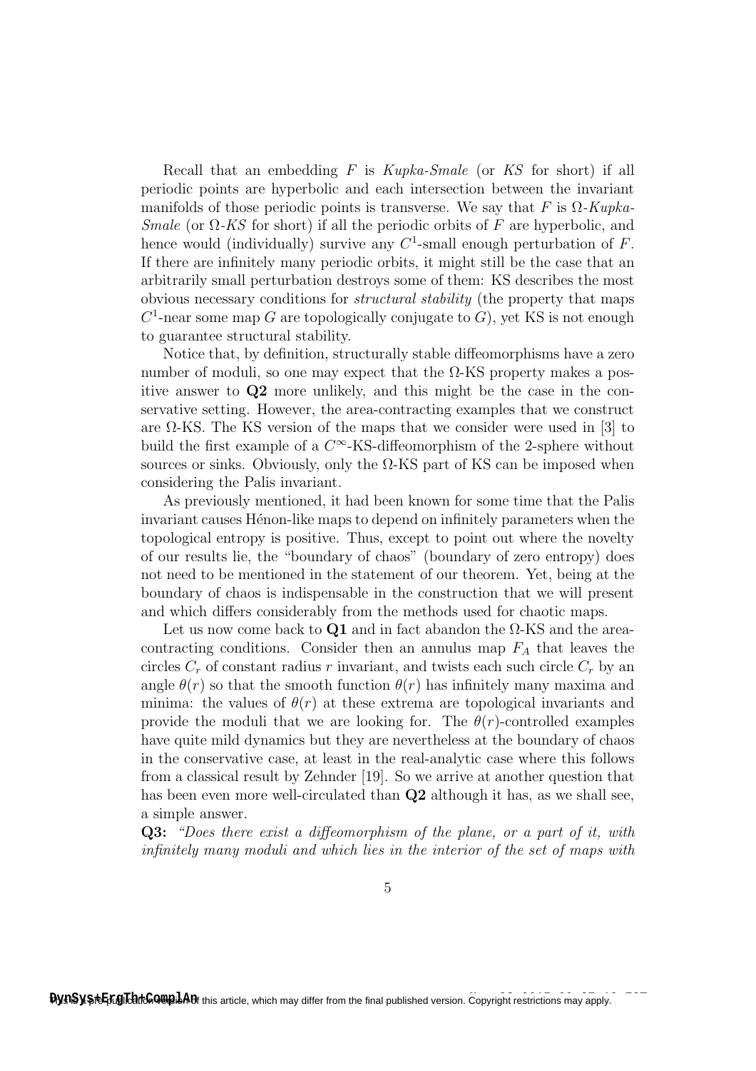Recall that an embedding $F$ is *Kupka-Smale* (or *KS* for short) if all periodic points are hyperbolic and each intersection between the invariant manifolds of those periodic points is transverse. We say that $F$ is $\Omega$*-Kupka-Smale* (or $\Omega$*-KS* for short) if all the periodic orbits of $F$ are hyperbolic, and hence would (individually) survive any $C^1$-small enough perturbation of $F$. If there are infinitely many periodic orbits, it might still be the case that an arbitrarily small perturbation destroys some of them: KS describes the most obvious necessary conditions for *structural stability* (the property that maps $C^1$-near some map $G$ are topologically conjugate to $G$), yet KS is not enough to guarantee structural stability.

Notice that, by definition, structurally stable diffeomorphisms have a zero number of moduli, so one may expect that the $\Omega$-KS property makes a positive answer to **Q2** more unlikely, and this might be the case in the conservative setting. However, the area-contracting examples that we construct are $\Omega$-KS. The KS version of the maps that we consider were used in [3] to build the first example of a $C^\infty$-KS-diffeomorphism of the 2-sphere without sources or sinks. Obviously, only the $\Omega$-KS part of KS can be imposed when considering the Palis invariant.

As previously mentioned, it had been known for some time that the Palis invariant causes Hénon-like maps to depend on infinitely parameters when the topological entropy is positive. Thus, except to point out where the novelty of our results lie, the "boundary of chaos" (boundary of zero entropy) does not need to be mentioned in the statement of our theorem. Yet, being at the boundary of chaos is indispensable in the construction that we will present and which differs considerably from the methods used for chaotic maps.

Let us now come back to **Q1** and in fact abandon the $\Omega$-KS and the area-contracting conditions. Consider then an annulus map $F_A$ that leaves the circles $C_r$ of constant radius $r$ invariant, and twists each such circle $C_r$ by an angle $\theta(r)$ so that the smooth function $\theta(r)$ has infinitely many maxima and minima: the values of $\theta(r)$ at these extrema are topological invariants and provide the moduli that we are looking for. The $\theta(r)$-controlled examples have quite mild dynamics but they are nevertheless at the boundary of chaos in the conservative case, at least in the real-analytic case where this follows from a classical result by Zehnder [19]. So we arrive at another question that has been even more well-circulated than **Q2** although it has, as we shall see, a simple answer.

**Q3:** *"Does there exist a diffeomorphism of the plane, or a part of it, with infinitely many moduli and which lies in the interior of the set of maps with*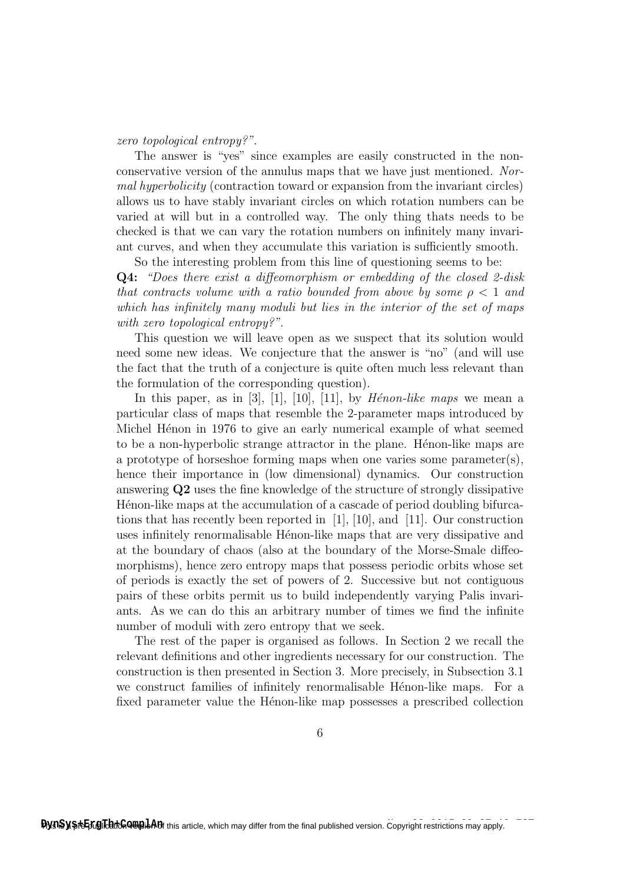*zero topological entropy?"*.

The answer is "yes" since examples are easily constructed in the non-conservative version of the annulus maps that we have just mentioned. *Normal hyperbolicity* (contraction toward or expansion from the invariant circles) allows us to have stably invariant circles on which rotation numbers can be varied at will but in a controlled way. The only thing thats needs to be checked is that we can vary the rotation numbers on infinitely many invariant curves, and when they accumulate this variation is sufficiently smooth.

So the interesting problem from this line of questioning seems to be:

**Q4:** *"Does there exist a diffeomorphism or embedding of the closed 2-disk that contracts volume with a ratio bounded from above by some $\rho < 1$ and which has infinitely many moduli but lies in the interior of the set of maps with zero topological entropy?"*.

This question we will leave open as we suspect that its solution would need some new ideas. We conjecture that the answer is "no" (and will use the fact that the truth of a conjecture is quite often much less relevant than the formulation of the corresponding question).

In this paper, as in [3], [1], [10], [11], by *Hénon-like maps* we mean a particular class of maps that resemble the 2-parameter maps introduced by Michel Hénon in 1976 to give an early numerical example of what seemed to be a non-hyperbolic strange attractor in the plane. Hénon-like maps are a prototype of horseshoe forming maps when one varies some parameter(s), hence their importance in (low dimensional) dynamics. Our construction answering **Q2** uses the fine knowledge of the structure of strongly dissipative Hénon-like maps at the accumulation of a cascade of period doubling bifurcations that has recently been reported in [1], [10], and [11]. Our construction uses infinitely renormalisable Hénon-like maps that are very dissipative and at the boundary of chaos (also at the boundary of the Morse-Smale diffeomorphisms), hence zero entropy maps that possess periodic orbits whose set of periods is exactly the set of powers of 2. Successive but not contiguous pairs of these orbits permit us to build independently varying Palis invariants. As we can do this an arbitrary number of times we find the infinite number of moduli with zero entropy that we seek.

The rest of the paper is organised as follows. In Section 2 we recall the relevant definitions and other ingredients necessary for our construction. The construction is then presented in Section 3. More precisely, in Subsection 3.1 we construct families of infinitely renormalisable Hénon-like maps. For a fixed parameter value the Hénon-like map possesses a prescribed collection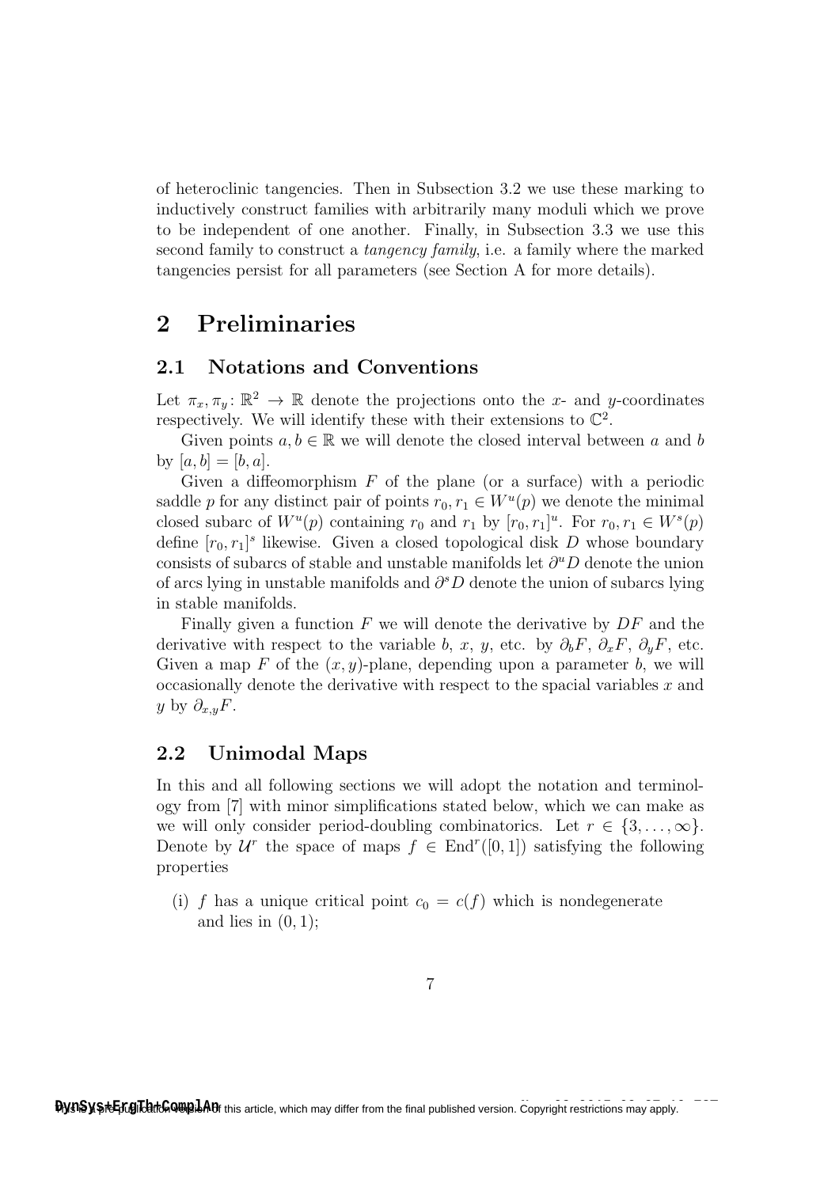of heteroclinic tangencies. Then in Subsection 3.2 we use these marking to inductively construct families with arbitrarily many moduli which we prove to be independent of one another. Finally, in Subsection 3.3 we use this second family to construct a *tangency family*, i.e. a family where the marked tangencies persist for all parameters (see Section A for more details).

# 2 Preliminaries

## 2.1 Notations and Conventions

Let $\pi_x, \pi_y \colon \mathbb{R}^2 \to \mathbb{R}$ denote the projections onto the $x$- and $y$-coordinates respectively. We will identify these with their extensions to $\mathbb{C}^2$.

Given points $a, b \in \mathbb{R}$ we will denote the closed interval between $a$ and $b$ by $[a, b] = [b, a]$.

Given a diffeomorphism $F$ of the plane (or a surface) with a periodic saddle $p$ for any distinct pair of points $r_0, r_1 \in W^u(p)$ we denote the minimal closed subarc of $W^u(p)$ containing $r_0$ and $r_1$ by $[r_0, r_1]^u$. For $r_0, r_1 \in W^s(p)$ define $[r_0, r_1]^s$ likewise. Given a closed topological disk $D$ whose boundary consists of subarcs of stable and unstable manifolds let $\partial^u D$ denote the union of arcs lying in unstable manifolds and $\partial^s D$ denote the union of subarcs lying in stable manifolds.

Finally given a function $F$ we will denote the derivative by $DF$ and the derivative with respect to the variable $b$, $x$, $y$, etc. by $\partial_b F$, $\partial_x F$, $\partial_y F$, etc. Given a map $F$ of the $(x, y)$-plane, depending upon a parameter $b$, we will occasionally denote the derivative with respect to the spacial variables $x$ and $y$ by $\partial_{x,y} F$.

## 2.2 Unimodal Maps

In this and all following sections we will adopt the notation and terminology from [7] with minor simplifications stated below, which we can make as we will only consider period-doubling combinatorics. Let $r \in \{3, \ldots, \infty\}$. Denote by $\mathcal{U}^r$ the space of maps $f \in \mathrm{End}^r([0, 1])$ satisfying the following properties

(i) $f$ has a unique critical point $c_0 = c(f)$ which is nondegenerate and lies in $(0, 1)$;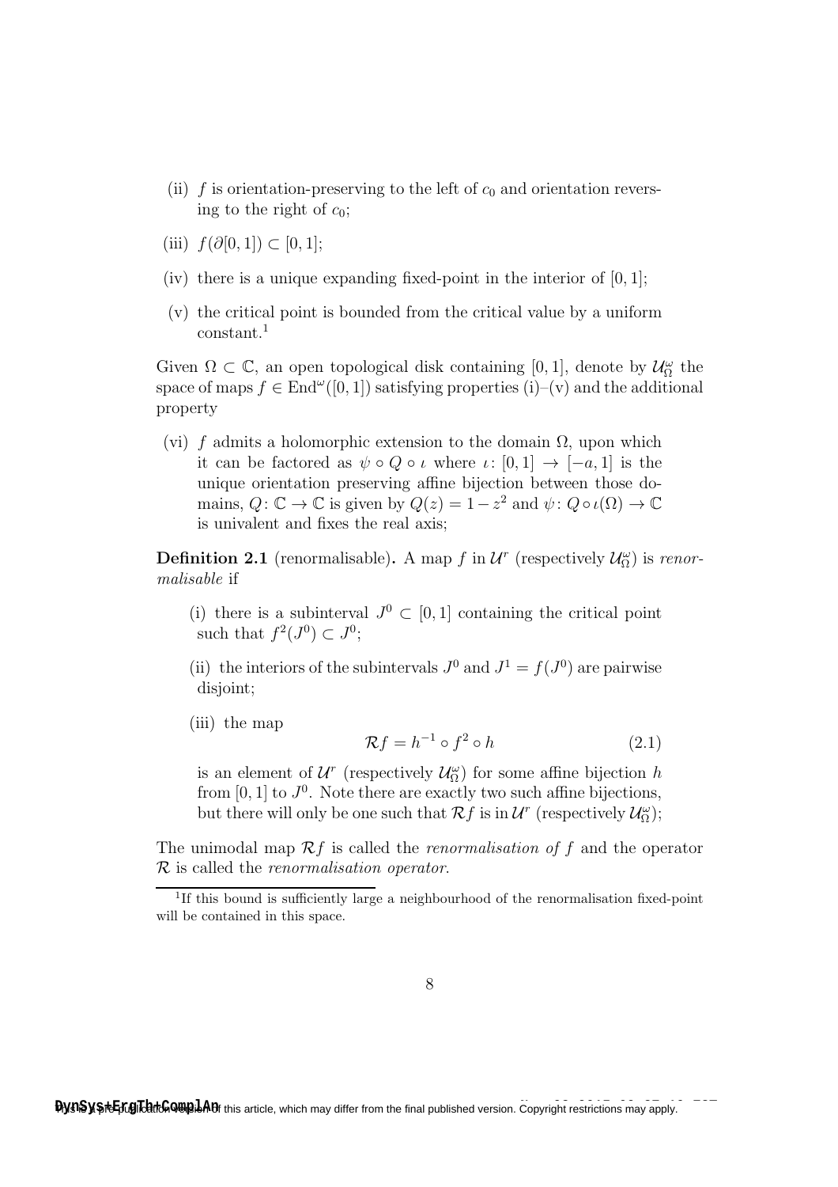(ii) $f$ is orientation-preserving to the left of $c_0$ and orientation reversing to the right of $c_0$;

(iii) $f(\partial[0,1]) \subset [0,1]$;

(iv) there is a unique expanding fixed-point in the interior of $[0,1]$;

(v) the critical point is bounded from the critical value by a uniform constant.[1]

Given $\Omega \subset \mathbb{C}$, an open topological disk containing $[0,1]$, denote by $\mathcal{U}^{\omega}_{\Omega}$ the space of maps $f \in \mathrm{End}^{\omega}([0,1])$ satisfying properties (i)–(v) and the additional property

(vi) $f$ admits a holomorphic extension to the domain $\Omega$, upon which it can be factored as $\psi \circ Q \circ \iota$ where $\iota\colon [0,1] \to [-a,1]$ is the unique orientation preserving affine bijection between those domains, $Q\colon \mathbb{C} \to \mathbb{C}$ is given by $Q(z) = 1 - z^2$ and $\psi\colon Q \circ \iota(\Omega) \to \mathbb{C}$ is univalent and fixes the real axis;

**Definition 2.1** (renormalisable)**.** A map $f$ in $\mathcal{U}^r$ (respectively $\mathcal{U}^{\omega}_{\Omega}$) is *renormalisable* if

(i) there is a subinterval $J^0 \subset [0,1]$ containing the critical point such that $f^2(J^0) \subset J^0$;

(ii) the interiors of the subintervals $J^0$ and $J^1 = f(J^0)$ are pairwise disjoint;

(iii) the map

$$\mathcal{R}f = h^{-1} \circ f^2 \circ h \tag{2.1}$$

is an element of $\mathcal{U}^r$ (respectively $\mathcal{U}^{\omega}_{\Omega}$) for some affine bijection $h$ from $[0,1]$ to $J^0$. Note there are exactly two such affine bijections, but there will only be one such that $\mathcal{R}f$ is in $\mathcal{U}^r$ (respectively $\mathcal{U}^{\omega}_{\Omega}$);

The unimodal map $\mathcal{R}f$ is called the *renormalisation of* $f$ and the operator $\mathcal{R}$ is called the *renormalisation operator*.

[1] If this bound is sufficiently large a neighbourhood of the renormalisation fixed-point will be contained in this space.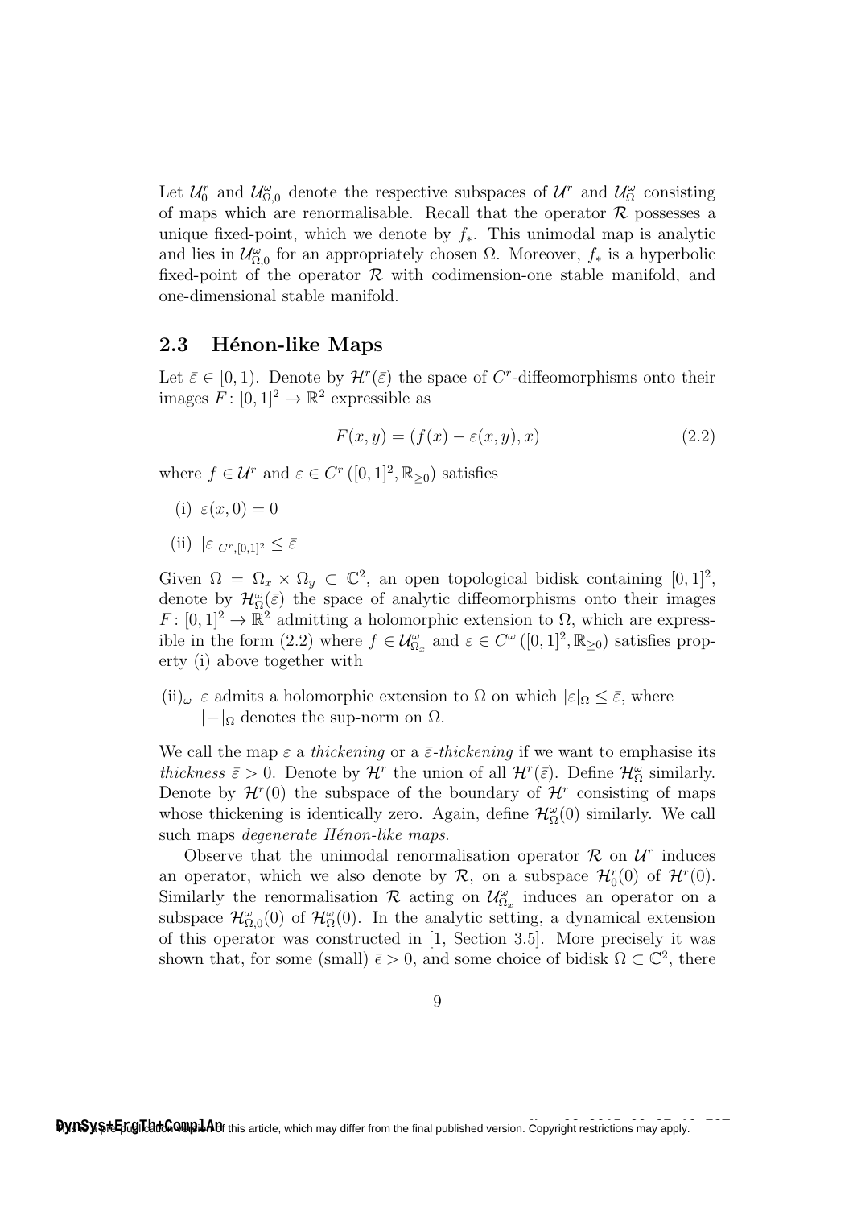Let $\mathcal{U}^r_0$ and $\mathcal{U}^\omega_{\Omega,0}$ denote the respective subspaces of $\mathcal{U}^r$ and $\mathcal{U}^\omega_\Omega$ consisting of maps which are renormalisable. Recall that the operator $\mathcal{R}$ possesses a unique fixed-point, which we denote by $f_*$. This unimodal map is analytic and lies in $\mathcal{U}^\omega_{\Omega,0}$ for an appropriately chosen $\Omega$. Moreover, $f_*$ is a hyperbolic fixed-point of the operator $\mathcal{R}$ with codimension-one stable manifold, and one-dimensional stable manifold.

## 2.3 Hénon-like Maps

Let $\bar{\varepsilon} \in [0,1)$. Denote by $\mathcal{H}^r(\bar{\varepsilon})$ the space of $C^r$-diffeomorphisms onto their images $F\colon [0,1]^2 \to \mathbb{R}^2$ expressible as

$$F(x,y) = (f(x) - \varepsilon(x,y), x) \tag{2.2}$$

where $f \in \mathcal{U}^r$ and $\varepsilon \in C^r\left([0,1]^2, \mathbb{R}_{\geq 0}\right)$ satisfies

(i) $\varepsilon(x,0) = 0$

(ii) $|\varepsilon|_{C^r,[0,1]^2} \leq \bar{\varepsilon}$

Given $\Omega = \Omega_x \times \Omega_y \subset \mathbb{C}^2$, an open topological bidisk containing $[0,1]^2$, denote by $\mathcal{H}^\omega_\Omega(\bar{\varepsilon})$ the space of analytic diffeomorphisms onto their images $F\colon [0,1]^2 \to \mathbb{R}^2$ admitting a holomorphic extension to $\Omega$, which are expressible in the form (2.2) where $f \in \mathcal{U}^\omega_{\Omega_x}$ and $\varepsilon \in C^\omega\left([0,1]^2, \mathbb{R}_{\geq 0}\right)$ satisfies property (i) above together with

(ii)$_\omega$ $\varepsilon$ admits a holomorphic extension to $\Omega$ on which $|\varepsilon|_\Omega \leq \bar{\varepsilon}$, where $|-|_\Omega$ denotes the sup-norm on $\Omega$.

We call the map $\varepsilon$ a *thickening* or a $\bar{\varepsilon}$-*thickening* if we want to emphasise its *thickness* $\bar{\varepsilon} > 0$. Denote by $\mathcal{H}^r$ the union of all $\mathcal{H}^r(\bar{\varepsilon})$. Define $\mathcal{H}^\omega_\Omega$ similarly. Denote by $\mathcal{H}^r(0)$ the subspace of the boundary of $\mathcal{H}^r$ consisting of maps whose thickening is identically zero. Again, define $\mathcal{H}^\omega_\Omega(0)$ similarly. We call such maps *degenerate Hénon-like maps.*

Observe that the unimodal renormalisation operator $\mathcal{R}$ on $\mathcal{U}^r$ induces an operator, which we also denote by $\mathcal{R}$, on a subspace $\mathcal{H}^r_0(0)$ of $\mathcal{H}^r(0)$. Similarly the renormalisation $\mathcal{R}$ acting on $\mathcal{U}^\omega_{\Omega_x}$ induces an operator on a subspace $\mathcal{H}^\omega_{\Omega,0}(0)$ of $\mathcal{H}^\omega_\Omega(0)$. In the analytic setting, a dynamical extension of this operator was constructed in [1, Section 3.5]. More precisely it was shown that, for some (small) $\bar{\epsilon} > 0$, and some choice of bidisk $\Omega \subset \mathbb{C}^2$, there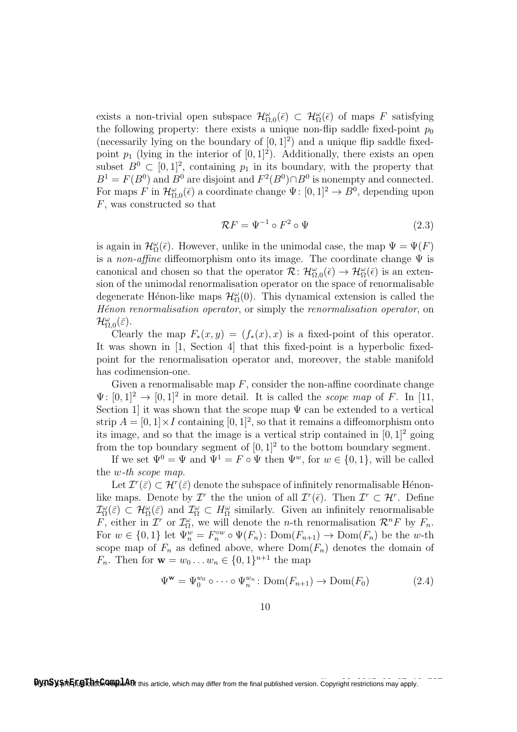exists a non-trivial open subspace $\mathcal{H}^{\omega}_{\Omega,0}(\bar{\epsilon}) \subset \mathcal{H}^{\omega}_{\Omega}(\bar{\epsilon})$ of maps $F$ satisfying the following property: there exists a unique non-flip saddle fixed-point $p_0$ (necessarily lying on the boundary of $[0,1]^2$) and a unique flip saddle fixed-point $p_1$ (lying in the interior of $[0,1]^2$). Additionally, there exists an open subset $B^0 \subset [0,1]^2$, containing $p_1$ in its boundary, with the property that $B^1 = F(B^0)$ and $B^0$ are disjoint and $F^2(B^0) \cap B^0$ is nonempty and connected. For maps $F$ in $\mathcal{H}^{\omega}_{\Omega,0}(\bar{\epsilon})$ a coordinate change $\Psi\colon [0,1]^2 \to B^0$, depending upon $F$, was constructed so that

$$\mathcal{R}F = \Psi^{-1} \circ F^2 \circ \Psi \tag{2.3}$$

is again in $\mathcal{H}^{\omega}_{\Omega}(\bar{\epsilon})$. However, unlike in the unimodal case, the map $\Psi = \Psi(F)$ is a *non-affine* diffeomorphism onto its image. The coordinate change $\Psi$ is canonical and chosen so that the operator $\mathcal{R}\colon \mathcal{H}^{\omega}_{\Omega,0}(\bar{\epsilon}) \to \mathcal{H}^{\omega}_{\Omega}(\bar{\epsilon})$ is an extension of the unimodal renormalisation operator on the space of renormalisable degenerate Hénon-like maps $\mathcal{H}^{\omega}_{\Omega}(0)$. This dynamical extension is called the *Hénon renormalisation operator*, or simply the *renormalisation operator*, on $\mathcal{H}^{\omega}_{\Omega,0}(\bar{\varepsilon})$.

Clearly the map $F_*(x,y) = (f_*(x), x)$ is a fixed-point of this operator. It was shown in [1, Section 4] that this fixed-point is a hyperbolic fixed-point for the renormalisation operator and, moreover, the stable manifold has codimension-one.

Given a renormalisable map $F$, consider the non-affine coordinate change $\Psi\colon [0,1]^2 \to [0,1]^2$ in more detail. It is called the *scope map* of $F$. In [11, Section 1] it was shown that the scope map $\Psi$ can be extended to a vertical strip $A = [0,1] \times I$ containing $[0,1]^2$, so that it remains a diffeomorphism onto its image, and so that the image is a vertical strip contained in $[0,1]^2$ going from the top boundary segment of $[0,1]^2$ to the bottom boundary segment.

If we set $\Psi^0 = \Psi$ and $\Psi^1 = F \circ \Psi$ then $\Psi^w$, for $w \in \{0,1\}$, will be called the *w-th scope map*.

Let $\mathcal{I}^r(\bar{\varepsilon}) \subset \mathcal{H}^r(\bar{\varepsilon})$ denote the subspace of infinitely renormalisable Hénon-like maps. Denote by $\mathcal{I}^r$ the the union of all $\mathcal{I}^r(\bar{\epsilon})$. Then $\mathcal{I}^r \subset \mathcal{H}^r$. Define $\mathcal{I}^{\omega}_{\Omega}(\bar{\varepsilon}) \subset \mathcal{H}^{\omega}_{\Omega}(\bar{\varepsilon})$ and $\mathcal{I}^{\omega}_{\Omega} \subset H^{\omega}_{\Omega}$ similarly. Given an infinitely renormalisable $F$, either in $\mathcal{I}^r$ or $\mathcal{I}^{\omega}_{\Omega}$, we will denote the $n$-th renormalisation $\mathcal{R}^n F$ by $F_n$. For $w \in \{0,1\}$ let $\Psi^w_n = F_n^{\circ w} \circ \Psi(F_n)\colon \mathrm{Dom}(F_{n+1}) \to \mathrm{Dom}(F_n)$ be the $w$-th scope map of $F_n$ as defined above, where $\mathrm{Dom}(F_n)$ denotes the domain of $F_n$. Then for $\mathbf{w} = w_0 \ldots w_n \in \{0,1\}^{n+1}$ the map

$$\Psi^{\mathbf{w}} = \Psi^{w_0}_0 \circ \cdots \circ \Psi^{w_n}_n\colon \mathrm{Dom}(F_{n+1}) \to \mathrm{Dom}(F_0) \tag{2.4}$$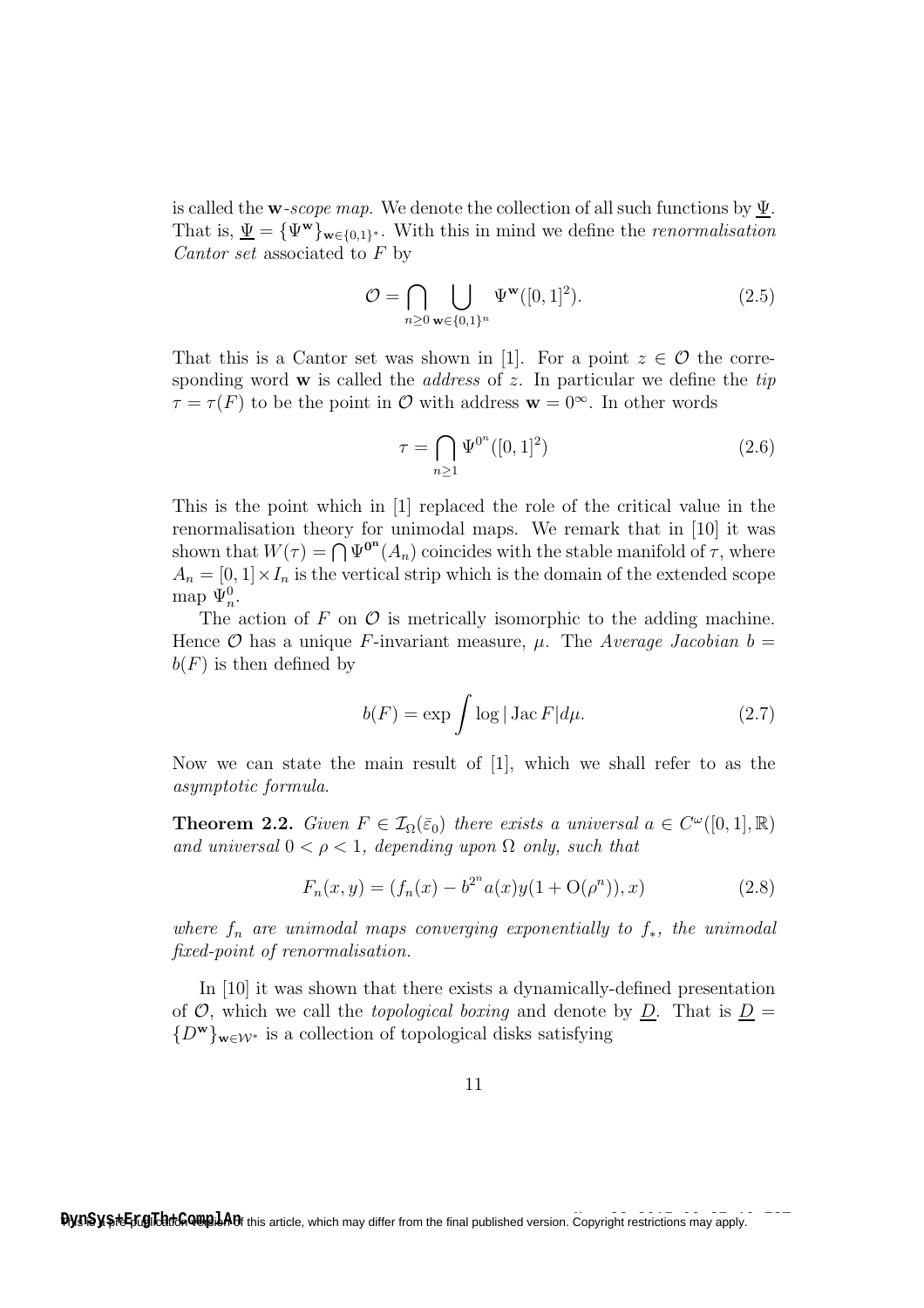is called the **w**-*scope map*. We denote the collection of all such functions by $\underline{\Psi}$. That is, $\underline{\Psi} = \{\Psi^{\mathbf{w}}\}_{\mathbf{w}\in\{0,1\}^*}$. With this in mind we define the *renormalisation Cantor set* associated to $F$ by

$$\mathcal{O} = \bigcap_{n\geq 0} \bigcup_{\mathbf{w}\in\{0,1\}^n} \Psi^{\mathbf{w}}([0,1]^2). \tag{2.5}$$

That this is a Cantor set was shown in [1]. For a point $z \in \mathcal{O}$ the corresponding word $\mathbf{w}$ is called the *address* of $z$. In particular we define the *tip* $\tau = \tau(F)$ to be the point in $\mathcal{O}$ with address $\mathbf{w} = 0^\infty$. In other words

$$\tau = \bigcap_{n\geq 1} \Psi^{0^n}([0,1]^2) \tag{2.6}$$

This is the point which in [1] replaced the role of the critical value in the renormalisation theory for unimodal maps. We remark that in [10] it was shown that $W(\tau) = \bigcap \Psi^{\mathbf{0^n}}(A_n)$ coincides with the stable manifold of $\tau$, where $A_n = [0,1]\times I_n$ is the vertical strip which is the domain of the extended scope map $\Psi^0_n$.

The action of $F$ on $\mathcal{O}$ is metrically isomorphic to the adding machine. Hence $\mathcal{O}$ has a unique $F$-invariant measure, $\mu$. The *Average Jacobian* $b = b(F)$ is then defined by

$$b(F) = \exp \int \log|\operatorname{Jac} F| d\mu. \tag{2.7}$$

Now we can state the main result of [1], which we shall refer to as the *asymptotic formula*.

**Theorem 2.2.** *Given $F \in \mathcal{I}_\Omega(\bar{\varepsilon}_0)$ there exists a universal $a \in C^\omega([0,1],\mathbb{R})$ and universal $0<\rho<1$, depending upon $\Omega$ only, such that*

$$F_n(x,y) = (f_n(x) - b^{2^n}a(x)y(1+\mathrm{O}(\rho^n)), x) \tag{2.8}$$

*where $f_n$ are unimodal maps converging exponentially to $f_*$, the unimodal fixed-point of renormalisation.*

In [10] it was shown that there exists a dynamically-defined presentation of $\mathcal{O}$, which we call the *topological boxing* and denote by $\underline{D}$. That is $\underline{D} = \{D^{\mathbf{w}}\}_{\mathbf{w}\in\mathcal{W}^*}$ is a collection of topological disks satisfying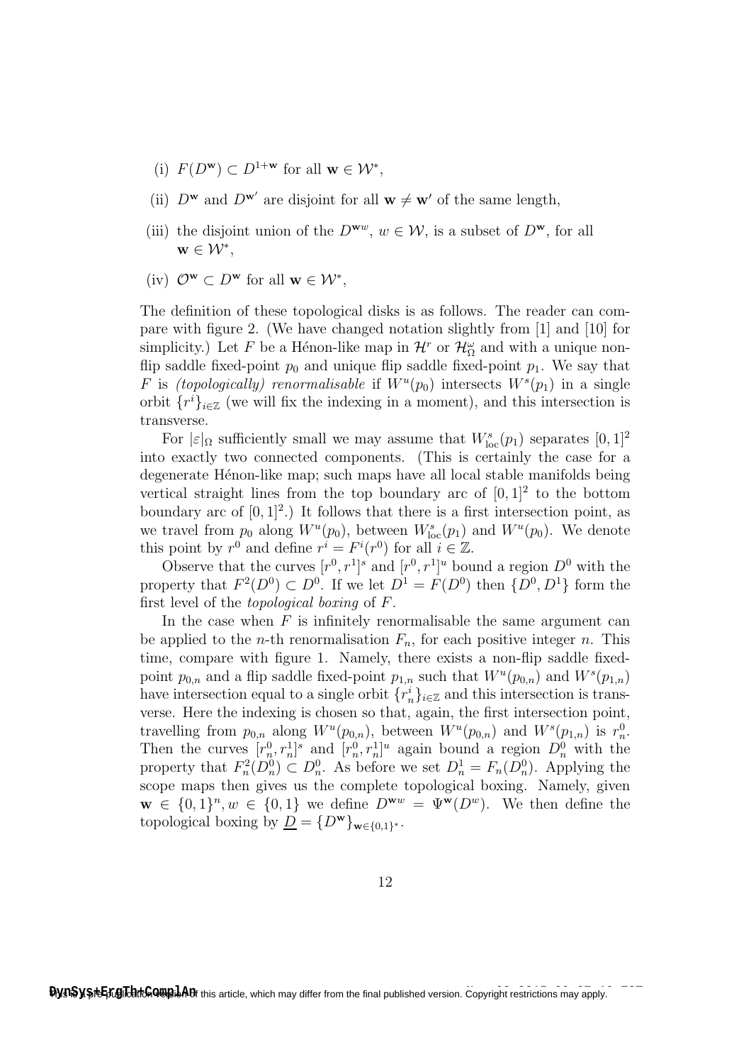(i) $F(D^{\mathbf{w}}) \subset D^{1+\mathbf{w}}$ for all $\mathbf{w} \in \mathcal{W}^*$,

(ii) $D^{\mathbf{w}}$ and $D^{\mathbf{w}'}$ are disjoint for all $\mathbf{w} \neq \mathbf{w}'$ of the same length,

(iii) the disjoint union of the $D^{\mathbf{w}w}$, $w \in \mathcal{W}$, is a subset of $D^{\mathbf{w}}$, for all $\mathbf{w} \in \mathcal{W}^*$,

(iv) $\mathcal{O}^{\mathbf{w}} \subset D^{\mathbf{w}}$ for all $\mathbf{w} \in \mathcal{W}^*$,

The definition of these topological disks is as follows. The reader can compare with figure 2. (We have changed notation slightly from [1] and [10] for simplicity.) Let $F$ be a Hénon-like map in $\mathcal{H}^r$ or $\mathcal{H}^\omega_\Omega$ and with a unique non-flip saddle fixed-point $p_0$ and unique flip saddle fixed-point $p_1$. We say that $F$ is *(topologically) renormalisable* if $W^u(p_0)$ intersects $W^s(p_1)$ in a single orbit $\{r^i\}_{i\in\mathbb{Z}}$ (we will fix the indexing in a moment), and this intersection is transverse.

For $|\varepsilon|_\Omega$ sufficiently small we may assume that $W^s_{\mathrm{loc}}(p_1)$ separates $[0,1]^2$ into exactly two connected components. (This is certainly the case for a degenerate Hénon-like map; such maps have all local stable manifolds being vertical straight lines from the top boundary arc of $[0,1]^2$ to the bottom boundary arc of $[0,1]^2$.) It follows that there is a first intersection point, as we travel from $p_0$ along $W^u(p_0)$, between $W^s_{\mathrm{loc}}(p_1)$ and $W^u(p_0)$. We denote this point by $r^0$ and define $r^i = F^i(r^0)$ for all $i \in \mathbb{Z}$.

Observe that the curves $[r^0, r^1]^s$ and $[r^0, r^1]^u$ bound a region $D^0$ with the property that $F^2(D^0) \subset D^0$. If we let $D^1 = F(D^0)$ then $\{D^0, D^1\}$ form the first level of the *topological boxing* of $F$.

In the case when $F$ is infinitely renormalisable the same argument can be applied to the $n$-th renormalisation $F_n$, for each positive integer $n$. This time, compare with figure 1. Namely, there exists a non-flip saddle fixed-point $p_{0,n}$ and a flip saddle fixed-point $p_{1,n}$ such that $W^u(p_{0,n})$ and $W^s(p_{1,n})$ have intersection equal to a single orbit $\{r^i_n\}_{i\in\mathbb{Z}}$ and this intersection is transverse. Here the indexing is chosen so that, again, the first intersection point, travelling from $p_{0,n}$ along $W^u(p_{0,n})$, between $W^u(p_{0,n})$ and $W^s(p_{1,n})$ is $r^0_n$. Then the curves $[r^0_n, r^1_n]^s$ and $[r^0_n, r^1_n]^u$ again bound a region $D^0_n$ with the property that $F^2_n(D^0_n) \subset D^0_n$. As before we set $D^1_n = F_n(D^0_n)$. Applying the scope maps then gives us the complete topological boxing. Namely, given $\mathbf{w} \in \{0,1\}^n, w \in \{0,1\}$ we define $D^{\mathbf{w}w} = \Psi^{\mathbf{w}}(D^w)$. We then define the topological boxing by $\underline{D} = \{D^{\mathbf{w}}\}_{\mathbf{w}\in\{0,1\}^*}$.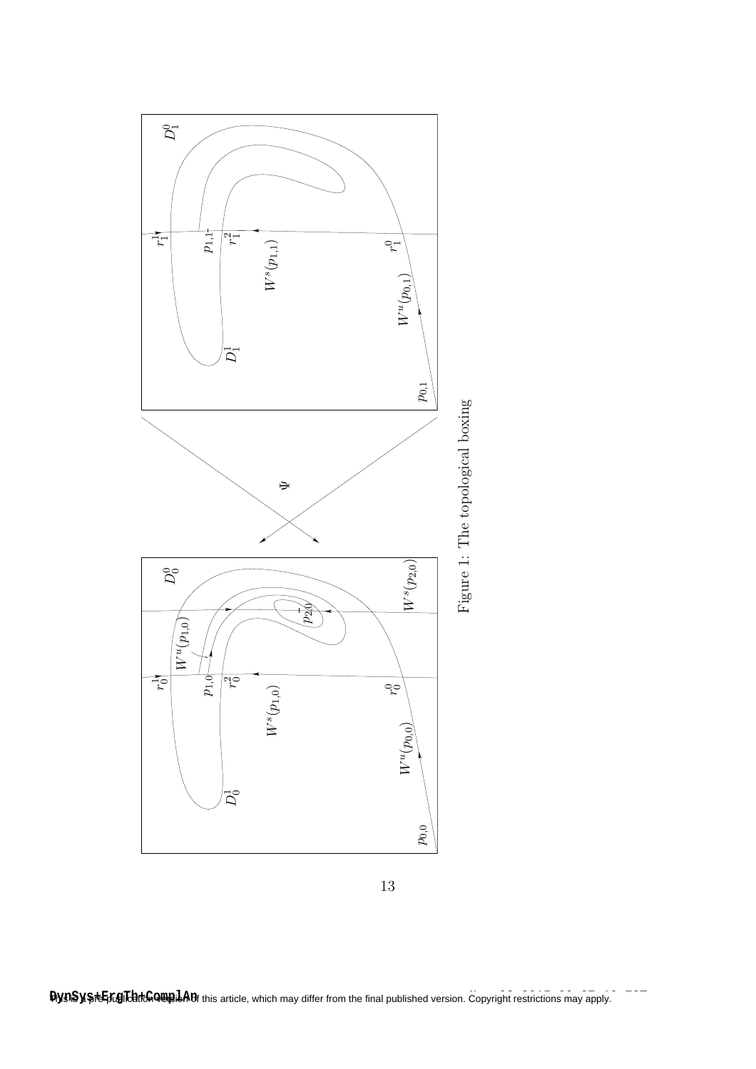Figure 1: The topological boxing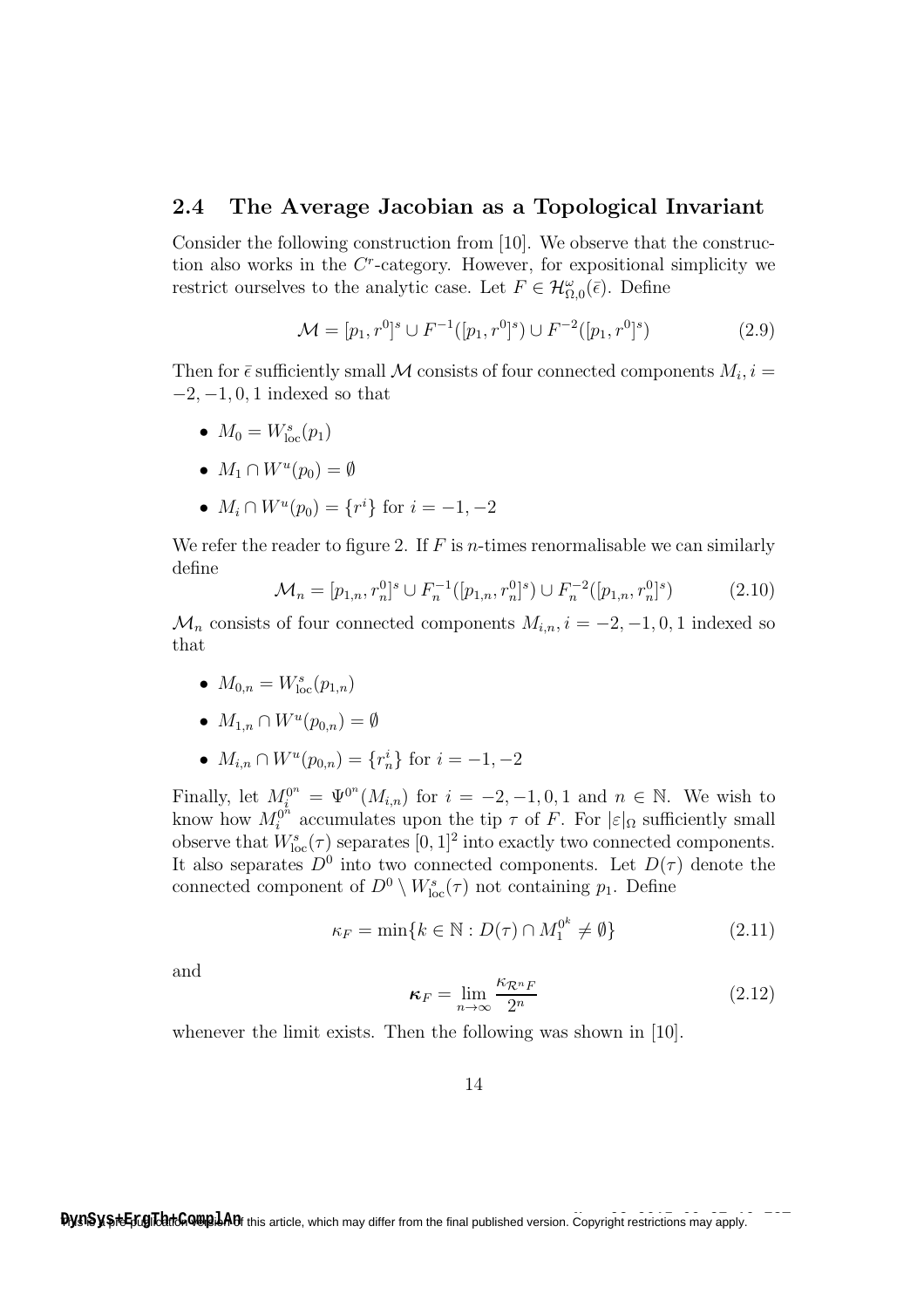### 2.4 The Average Jacobian as a Topological Invariant

Consider the following construction from [10]. We observe that the construction also works in the $C^r$-category. However, for expositional simplicity we restrict ourselves to the analytic case. Let $F \in \mathcal{H}^\omega_{\Omega,0}(\bar{\epsilon})$. Define

$$\mathcal{M} = [p_1, r^0]^s \cup F^{-1}([p_1, r^0]^s) \cup F^{-2}([p_1, r^0]^s) \tag{2.9}$$

Then for $\bar{\epsilon}$ sufficiently small $\mathcal{M}$ consists of four connected components $M_i, i = -2, -1, 0, 1$ indexed so that

- $M_0 = W^s_{\mathrm{loc}}(p_1)$
- $M_1 \cap W^u(p_0) = \emptyset$
- $M_i \cap W^u(p_0) = \{r^i\}$ for $i = -1, -2$

We refer the reader to figure 2. If $F$ is $n$-times renormalisable we can similarly define

$$\mathcal{M}_n = [p_{1,n}, r^0_n]^s \cup F_n^{-1}([p_{1,n}, r^0_n]^s) \cup F_n^{-2}([p_{1,n}, r^0_n]^s) \tag{2.10}$$

$\mathcal{M}_n$ consists of four connected components $M_{i,n}, i = -2, -1, 0, 1$ indexed so that

- $M_{0,n} = W^s_{\mathrm{loc}}(p_{1,n})$
- $M_{1,n} \cap W^u(p_{0,n}) = \emptyset$
- $M_{i,n} \cap W^u(p_{0,n}) = \{r^i_n\}$ for $i = -1, -2$

Finally, let $M^{0^n}_i = \Psi^{0^n}(M_{i,n})$ for $i = -2, -1, 0, 1$ and $n \in \mathbb{N}$. We wish to know how $M^{0^n}_i$ accumulates upon the tip $\tau$ of $F$. For $|\varepsilon|_\Omega$ sufficiently small observe that $W^s_{\mathrm{loc}}(\tau)$ separates $[0,1]^2$ into exactly two connected components. It also separates $D^0$ into two connected components. Let $D(\tau)$ denote the connected component of $D^0 \setminus W^s_{\mathrm{loc}}(\tau)$ not containing $p_1$. Define

$$\kappa_F = \min\{k \in \mathbb{N} : D(\tau) \cap M^{0^k}_1 \neq \emptyset\} \tag{2.11}$$

and

$$\boldsymbol{\kappa}_F = \lim_{n\to\infty} \frac{\kappa_{\mathcal{R}^n F}}{2^n} \tag{2.12}$$

whenever the limit exists. Then the following was shown in [10].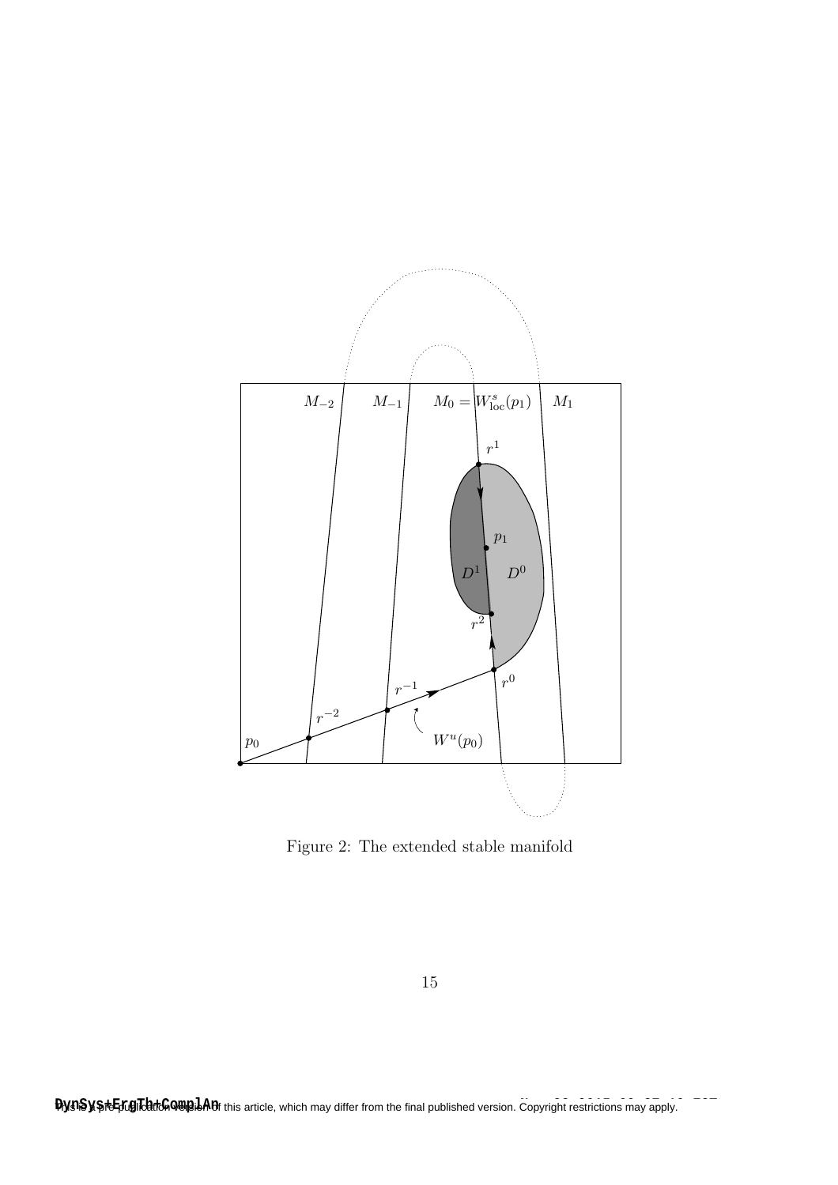Figure 2: The extended stable manifold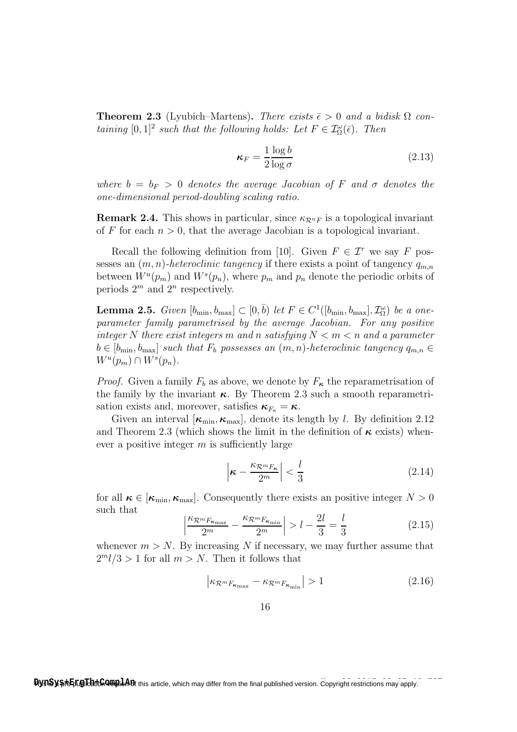**Theorem 2.3** (Lyubich–Martens)**.** *There exists $\bar{\epsilon} > 0$ and a bidisk $\Omega$ containing $[0,1]^2$ such that the following holds: Let $F \in \mathcal{I}^{\omega}_{\Omega}(\bar{\epsilon})$. Then*

$$\boldsymbol{\kappa}_F = \frac{1}{2}\frac{\log b}{\log \sigma} \tag{2.13}$$

*where $b = b_F > 0$ denotes the average Jacobian of $F$ and $\sigma$ denotes the one-dimensional period-doubling scaling ratio.*

**Remark 2.4.** This shows in particular, since $\kappa_{\mathcal{R}^n F}$ is a topological invariant of $F$ for each $n > 0$, that the average Jacobian is a topological invariant.

Recall the following definition from [10]. Given $F \in \mathcal{I}^r$ we say $F$ possesses an $(m,n)$-*heteroclinic tangency* if there exists a point of tangency $q_{m,n}$ between $W^u(p_m)$ and $W^s(p_n)$, where $p_m$ and $p_n$ denote the periodic orbits of periods $2^m$ and $2^n$ respectively.

**Lemma 2.5.** *Given $[b_{\min}, b_{\max}] \subset [0, \bar{b})$ let $F \in C^1([b_{\min}, b_{\max}], \mathcal{I}^{\omega}_{\Omega})$ be a one-parameter family parametrised by the average Jacobian. For any positive integer $N$ there exist integers $m$ and $n$ satisfying $N < m < n$ and a parameter $b \in [b_{\min}, b_{\max}]$ such that $F_b$ possesses an $(m,n)$-heteroclinic tangency $q_{m,n} \in W^u(p_m) \cap W^s(p_n)$.*

*Proof.* Given a family $F_b$ as above, we denote by $F_{\boldsymbol{\kappa}}$ the reparametrisation of the family by the invariant $\boldsymbol{\kappa}$. By Theorem 2.3 such a smooth reparametrisation exists and, moreover, satisfies $\boldsymbol{\kappa}_{F_\kappa} = \boldsymbol{\kappa}$.

Given an interval $[\boldsymbol{\kappa}_{\min}, \boldsymbol{\kappa}_{\max}]$, denote its length by $l$. By definition 2.12 and Theorem 2.3 (which shows the limit in the definition of $\boldsymbol{\kappa}$ exists) whenever a positive integer $m$ is sufficiently large

$$\left| \boldsymbol{\kappa} - \frac{\kappa_{\mathcal{R}^m F_{\boldsymbol{\kappa}}}}{2^m} \right| < \frac{l}{3} \tag{2.14}$$

for all $\boldsymbol{\kappa} \in [\boldsymbol{\kappa}_{\min}, \boldsymbol{\kappa}_{\max}]$. Consequently there exists an positive integer $N > 0$ such that

$$\left| \frac{\kappa_{\mathcal{R}^m F_{\boldsymbol{\kappa}_{\max}}}}{2^m} - \frac{\kappa_{\mathcal{R}^m F_{\boldsymbol{\kappa}_{\min}}}}{2^m} \right| > l - \frac{2l}{3} = \frac{l}{3} \tag{2.15}$$

whenever $m > N$. By increasing $N$ if necessary, we may further assume that $2^m l/3 > 1$ for all $m > N$. Then it follows that

$$\left| \kappa_{\mathcal{R}^m F_{\boldsymbol{\kappa}_{\max}}} - \kappa_{\mathcal{R}^m F_{\boldsymbol{\kappa}_{\min}}} \right| > 1 \tag{2.16}$$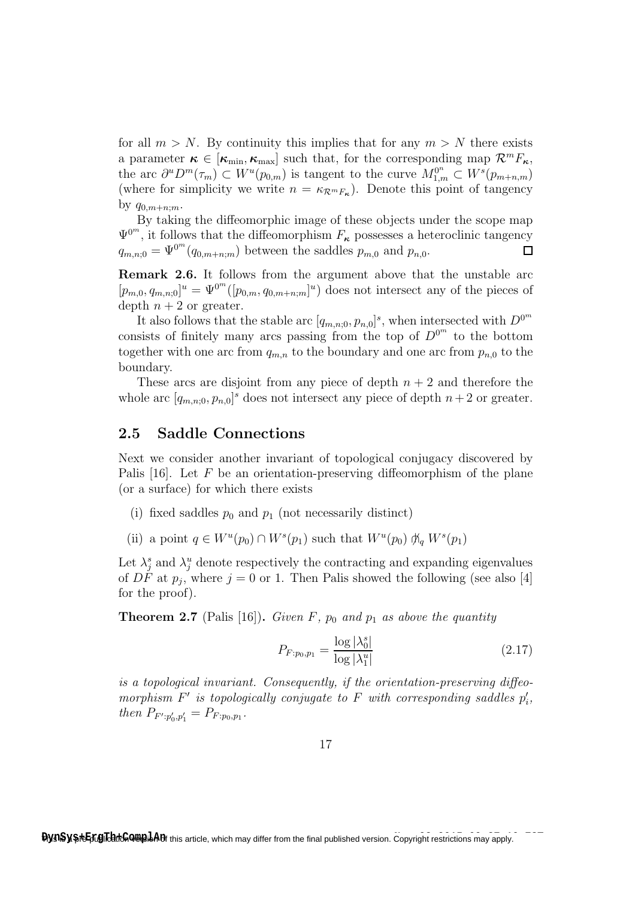for all $m > N$. By continuity this implies that for any $m > N$ there exists a parameter $\boldsymbol{\kappa} \in [\boldsymbol{\kappa}_{\min}, \boldsymbol{\kappa}_{\max}]$ such that, for the corresponding map $\mathcal{R}^m F_{\boldsymbol{\kappa}}$, the arc $\partial^u D^m(\tau_m) \subset W^u(p_{0,m})$ is tangent to the curve $M^{0^n}_{1,m} \subset W^s(p_{m+n,m})$ (where for simplicity we write $n = \kappa_{\mathcal{R}^m F_{\boldsymbol{\kappa}}}$). Denote this point of tangency by $q_{0,m+n;m}$.

By taking the diffeomorphic image of these objects under the scope map $\Psi^{0^m}$, it follows that the diffeomorphism $F_{\boldsymbol{\kappa}}$ possesses a heteroclinic tangency $q_{m,n;0} = \Psi^{0^m}(q_{0,m+n;m})$ between the saddles $p_{m,0}$ and $p_{n,0}$. □

**Remark 2.6.** It follows from the argument above that the unstable arc $[p_{m,0}, q_{m,n;0}]^u = \Psi^{0^m}([p_{0,m}, q_{0,m+n;m}]^u)$ does not intersect any of the pieces of depth $n+2$ or greater.

It also follows that the stable arc $[q_{m,n;0}, p_{n,0}]^s$, when intersected with $D^{0^m}$ consists of finitely many arcs passing from the top of $D^{0^m}$ to the bottom together with one arc from $q_{m,n}$ to the boundary and one arc from $p_{n,0}$ to the boundary.

These arcs are disjoint from any piece of depth $n+2$ and therefore the whole arc $[q_{m,n;0}, p_{n,0}]^s$ does not intersect any piece of depth $n+2$ or greater.

## 2.5 Saddle Connections

Next we consider another invariant of topological conjugacy discovered by Palis [16]. Let $F$ be an orientation-preserving diffeomorphism of the plane (or a surface) for which there exists

(i) fixed saddles $p_0$ and $p_1$ (not necessarily distinct)

(ii) a point $q \in W^u(p_0) \cap W^s(p_1)$ such that $W^u(p_0) \not\pitchfork_q W^s(p_1)$

Let $\lambda^s_j$ and $\lambda^u_j$ denote respectively the contracting and expanding eigenvalues of $DF$ at $p_j$, where $j = 0$ or $1$. Then Palis showed the following (see also [4] for the proof).

**Theorem 2.7** (Palis [16])**.** *Given $F$, $p_0$ and $p_1$ as above the quantity*

$$P_{F:p_0,p_1} = \frac{\log|\lambda^s_0|}{\log|\lambda^u_1|} \tag{2.17}$$

*is a topological invariant. Consequently, if the orientation-preserving diffeomorphism $F'$ is topologically conjugate to $F$ with corresponding saddles $p'_i$, then $P_{F':p'_0,p'_1} = P_{F:p_0,p_1}$.*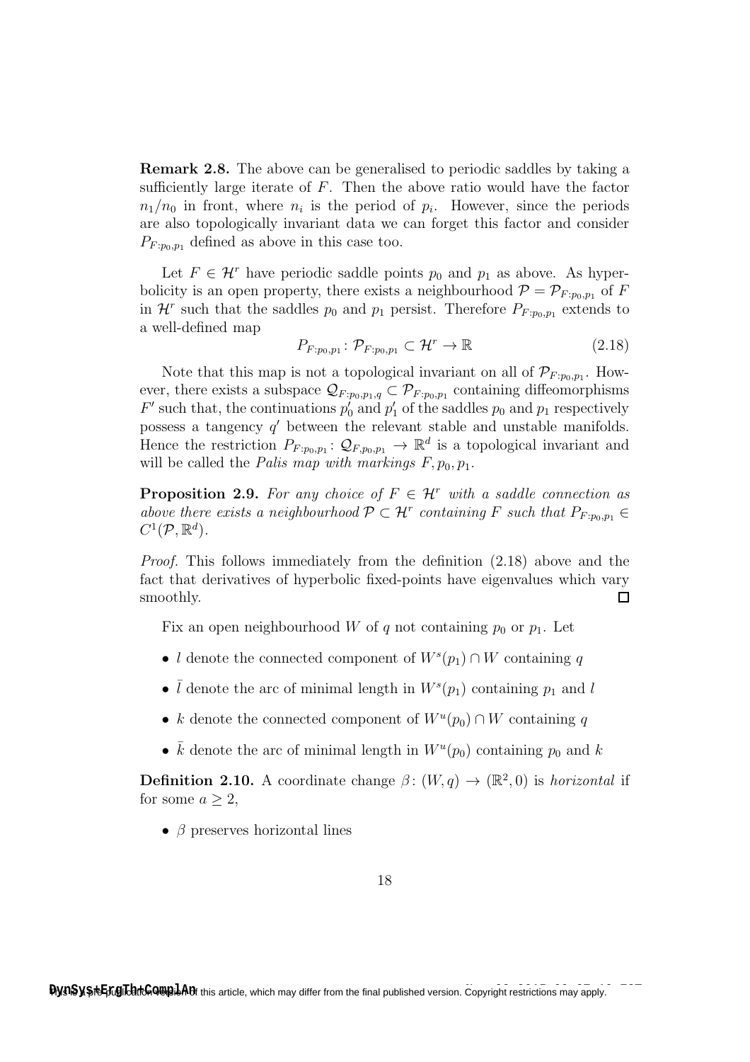**Remark 2.8.** The above can be generalised to periodic saddles by taking a sufficiently large iterate of $F$. Then the above ratio would have the factor $n_1/n_0$ in front, where $n_i$ is the period of $p_i$. However, since the periods are also topologically invariant data we can forget this factor and consider $P_{F:p_0,p_1}$ defined as above in this case too.

Let $F \in \mathcal{H}^r$ have periodic saddle points $p_0$ and $p_1$ as above. As hyperbolicity is an open property, there exists a neighbourhood $\mathcal{P} = \mathcal{P}_{F:p_0,p_1}$ of $F$ in $\mathcal{H}^r$ such that the saddles $p_0$ and $p_1$ persist. Therefore $P_{F:p_0,p_1}$ extends to a well-defined map

$$P_{F:p_0,p_1} \colon \mathcal{P}_{F:p_0,p_1} \subset \mathcal{H}^r \to \mathbb{R} \tag{2.18}$$

Note that this map is not a topological invariant on all of $\mathcal{P}_{F:p_0,p_1}$. However, there exists a subspace $\mathcal{Q}_{F:p_0,p_1,q} \subset \mathcal{P}_{F:p_0,p_1}$ containing diffeomorphisms $F'$ such that, the continuations $p_0'$ and $p_1'$ of the saddles $p_0$ and $p_1$ respectively possess a tangency $q'$ between the relevant stable and unstable manifolds. Hence the restriction $P_{F:p_0,p_1} \colon \mathcal{Q}_{F,p_0,p_1} \to \mathbb{R}^d$ is a topological invariant and will be called the *Palis map with markings* $F, p_0, p_1$.

**Proposition 2.9.** *For any choice of $F \in \mathcal{H}^r$ with a saddle connection as above there exists a neighbourhood $\mathcal{P} \subset \mathcal{H}^r$ containing $F$ such that $P_{F:p_0,p_1} \in C^1(\mathcal{P}, \mathbb{R}^d)$.*

*Proof.* This follows immediately from the definition (2.18) above and the fact that derivatives of hyperbolic fixed-points have eigenvalues which vary smoothly. $\square$

Fix an open neighbourhood $W$ of $q$ not containing $p_0$ or $p_1$. Let

- $l$ denote the connected component of $W^s(p_1) \cap W$ containing $q$
- $\bar{l}$ denote the arc of minimal length in $W^s(p_1)$ containing $p_1$ and $l$
- $k$ denote the connected component of $W^u(p_0) \cap W$ containing $q$
- $\bar{k}$ denote the arc of minimal length in $W^u(p_0)$ containing $p_0$ and $k$

**Definition 2.10.** A coordinate change $\beta \colon (W, q) \to (\mathbb{R}^2, 0)$ is *horizontal* if for some $a \geq 2$,

- $\beta$ preserves horizontal lines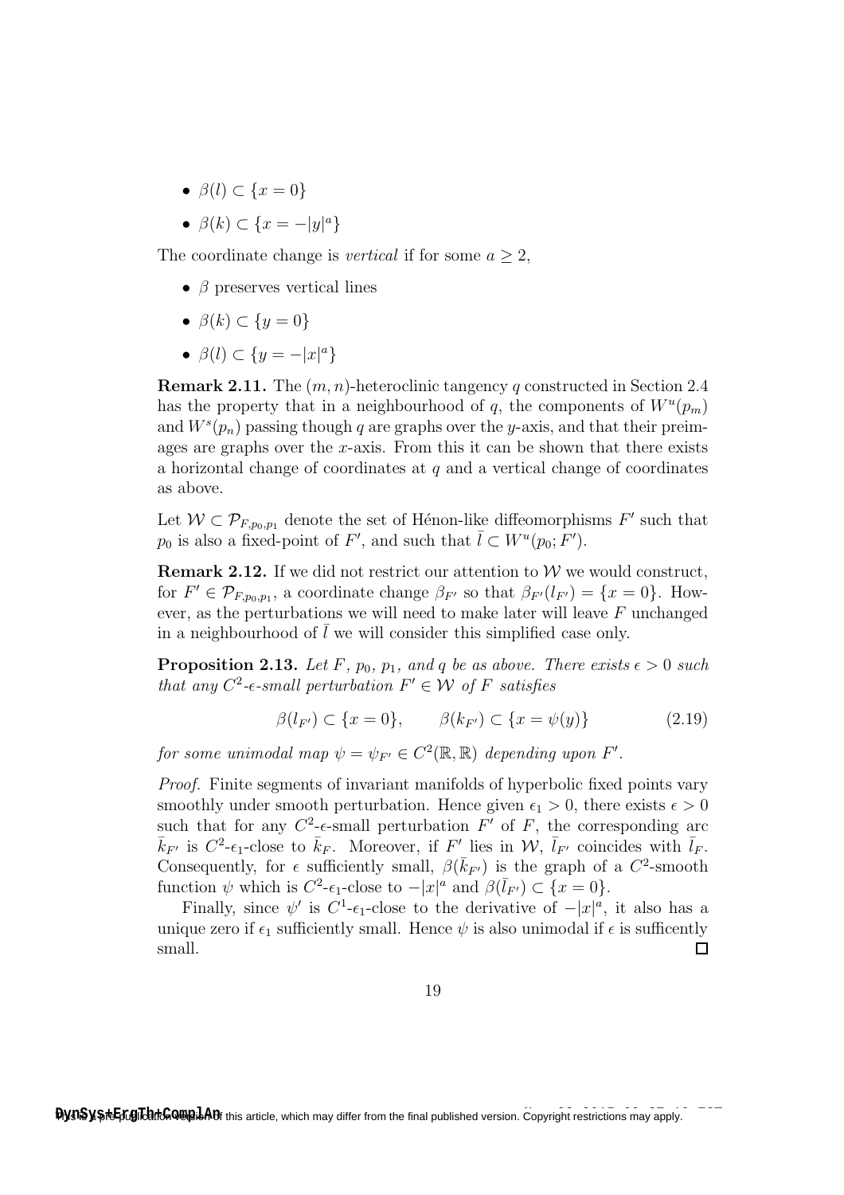- $\beta(l) \subset \{x = 0\}$
- $\beta(k) \subset \{x = -|y|^a\}$

The coordinate change is *vertical* if for some $a \geq 2$,

- $\beta$ preserves vertical lines
- $\beta(k) \subset \{y = 0\}$
- $\beta(l) \subset \{y = -|x|^a\}$

**Remark 2.11.** The $(m, n)$-heteroclinic tangency $q$ constructed in Section 2.4 has the property that in a neighbourhood of $q$, the components of $W^u(p_m)$ and $W^s(p_n)$ passing though $q$ are graphs over the $y$-axis, and that their preimages are graphs over the $x$-axis. From this it can be shown that there exists a horizontal change of coordinates at $q$ and a vertical change of coordinates as above.

Let $\mathcal{W} \subset \mathcal{P}_{F,p_0,p_1}$ denote the set of Hénon-like diffeomorphisms $F'$ such that $p_0$ is also a fixed-point of $F'$, and such that $\bar{l} \subset W^u(p_0; F')$.

**Remark 2.12.** If we did not restrict our attention to $\mathcal{W}$ we would construct, for $F' \in \mathcal{P}_{F,p_0,p_1}$, a coordinate change $\beta_{F'}$ so that $\beta_{F'}(l_{F'}) = \{x = 0\}$. However, as the perturbations we will need to make later will leave $F$ unchanged in a neighbourhood of $\bar{l}$ we will consider this simplified case only.

**Proposition 2.13.** *Let $F$, $p_0$, $p_1$, and $q$ be as above. There exists $\epsilon > 0$ such that any $C^2$-$\epsilon$-small perturbation $F' \in \mathcal{W}$ of $F$ satisfies*

$$\beta(l_{F'}) \subset \{x = 0\}, \qquad \beta(k_{F'}) \subset \{x = \psi(y)\} \tag{2.19}$$

*for some unimodal map $\psi = \psi_{F'} \in C^2(\mathbb{R}, \mathbb{R})$ depending upon $F'$.*

*Proof.* Finite segments of invariant manifolds of hyperbolic fixed points vary smoothly under smooth perturbation. Hence given $\epsilon_1 > 0$, there exists $\epsilon > 0$ such that for any $C^2$-$\epsilon$-small perturbation $F'$ of $F$, the corresponding arc $\bar{k}_{F'}$ is $C^2$-$\epsilon_1$-close to $\bar{k}_F$. Moreover, if $F'$ lies in $\mathcal{W}$, $\bar{l}_{F'}$ coincides with $\bar{l}_F$. Consequently, for $\epsilon$ sufficiently small, $\beta(\bar{k}_{F'})$ is the graph of a $C^2$-smooth function $\psi$ which is $C^2$-$\epsilon_1$-close to $-|x|^a$ and $\beta(\bar{l}_{F'}) \subset \{x = 0\}$.

Finally, since $\psi'$ is $C^1$-$\epsilon_1$-close to the derivative of $-|x|^a$, it also has a unique zero if $\epsilon_1$ sufficiently small. Hence $\psi$ is also unimodal if $\epsilon$ is sufficently small. □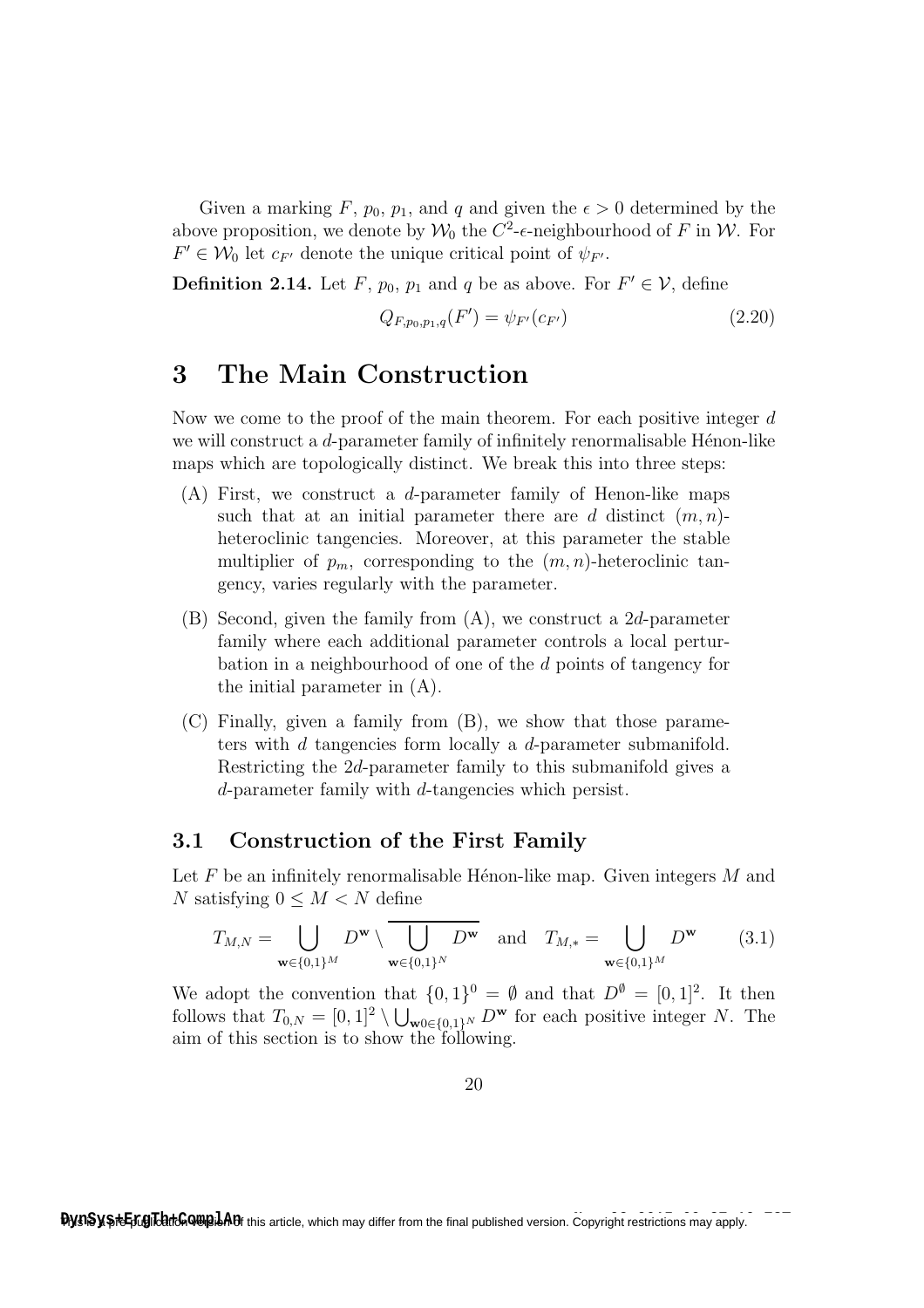Given a marking $F$, $p_0$, $p_1$, and $q$ and given the $\epsilon > 0$ determined by the above proposition, we denote by $\mathcal{W}_0$ the $C^2$-$\epsilon$-neighbourhood of $F$ in $\mathcal{W}$. For $F' \in \mathcal{W}_0$ let $c_{F'}$ denote the unique critical point of $\psi_{F'}$.

**Definition 2.14.** Let $F$, $p_0$, $p_1$ and $q$ be as above. For $F' \in \mathcal{V}$, define

$$Q_{F,p_0,p_1,q}(F') = \psi_{F'}(c_{F'}) \tag{2.20}$$

# 3 The Main Construction

Now we come to the proof of the main theorem. For each positive integer $d$ we will construct a $d$-parameter family of infinitely renormalisable Hénon-like maps which are topologically distinct. We break this into three steps:

(A) First, we construct a $d$-parameter family of Henon-like maps such that at an initial parameter there are $d$ distinct $(m, n)$-heteroclinic tangencies. Moreover, at this parameter the stable multiplier of $p_m$, corresponding to the $(m, n)$-heteroclinic tangency, varies regularly with the parameter.

(B) Second, given the family from (A), we construct a $2d$-parameter family where each additional parameter controls a local perturbation in a neighbourhood of one of the $d$ points of tangency for the initial parameter in (A).

(C) Finally, given a family from (B), we show that those parameters with $d$ tangencies form locally a $d$-parameter submanifold. Restricting the $2d$-parameter family to this submanifold gives a $d$-parameter family with $d$-tangencies which persist.

## 3.1 Construction of the First Family

Let $F$ be an infinitely renormalisable Hénon-like map. Given integers $M$ and $N$ satisfying $0 \leq M < N$ define

$$T_{M,N} = \bigcup_{\mathbf{w} \in \{0,1\}^M} D^{\mathbf{w}} \setminus \overline{\bigcup_{\mathbf{w} \in \{0,1\}^N} D^{\mathbf{w}}} \quad \text{and} \quad T_{M,*} = \bigcup_{\mathbf{w} \in \{0,1\}^M} D^{\mathbf{w}} \tag{3.1}$$

We adopt the convention that $\{0,1\}^0 = \emptyset$ and that $D^{\emptyset} = [0,1]^2$. It then follows that $T_{0,N} = [0,1]^2 \setminus \bigcup_{\mathbf{w}0 \in \{0,1\}^N} D^{\mathbf{w}}$ for each positive integer $N$. The aim of this section is to show the following.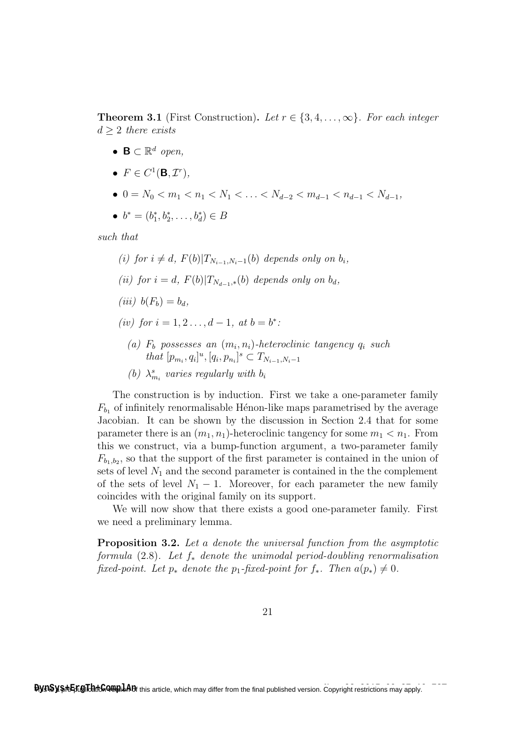**Theorem 3.1** (First Construction)**.** *Let $r \in \{3, 4, \ldots, \infty\}$. For each integer $d \geq 2$ there exists*

- $\mathbf{B} \subset \mathbb{R}^d$ *open,*
- $F \in C^1(\mathbf{B}, \mathcal{I}^r)$,
- $0 = N_0 < m_1 < n_1 < N_1 < \ldots < N_{d-2} < m_{d-1} < n_{d-1} < N_{d-1}$,
- $b^* = (b_1^*, b_2^*, \ldots, b_d^*) \in B$

*such that*

*(i) for $i \neq d$, $F(b)|T_{N_{i-1},N_i-1}(b)$ depends only on $b_i$,*

*(ii) for $i = d$, $F(b)|T_{N_{d-1},*}(b)$ depends only on $b_d$,*

*(iii) $b(F_b) = b_d$,*

*(iv) for $i = 1, 2 \ldots, d-1$, at $b = b^*$:*

*(a) $F_b$ possesses an $(m_i, n_i)$-heteroclinic tangency $q_i$ such that $[p_{m_i}, q_i]^u, [q_i, p_{n_i}]^s \subset T_{N_{i-1},N_i-1}$*

*(b) $\lambda^s_{m_i}$ varies regularly with $b_i$*

The construction is by induction. First we take a one-parameter family $F_{b_1}$ of infinitely renormalisable Hénon-like maps parametrised by the average Jacobian. It can be shown by the discussion in Section 2.4 that for some parameter there is an $(m_1, n_1)$-heteroclinic tangency for some $m_1 < n_1$. From this we construct, via a bump-function argument, a two-parameter family $F_{b_1,b_2}$, so that the support of the first parameter is contained in the union of sets of level $N_1$ and the second parameter is contained in the the complement of the sets of level $N_1 - 1$. Moreover, for each parameter the new family coincides with the original family on its support.

We will now show that there exists a good one-parameter family. First we need a preliminary lemma.

**Proposition 3.2.** *Let $a$ denote the universal function from the asymptotic formula* (2.8)*. Let $f_*$ denote the unimodal period-doubling renormalisation fixed-point. Let $p_*$ denote the $p_1$-fixed-point for $f_*$. Then $a(p_*) \neq 0$.*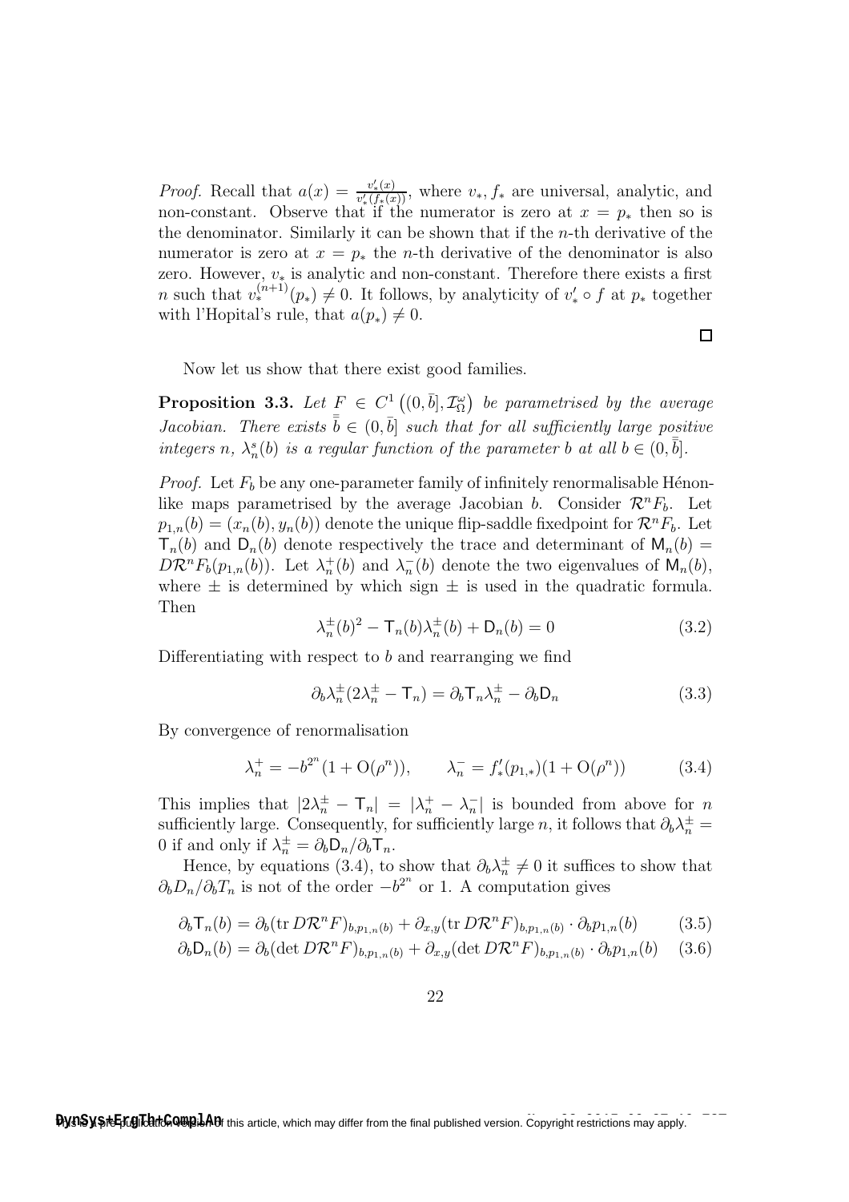*Proof.* Recall that $a(x) = \frac{v_*'(x)}{v_*'(f_*(x))}$, where $v_*, f_*$ are universal, analytic, and non-constant. Observe that if the numerator is zero at $x = p_*$ then so is the denominator. Similarly it can be shown that if the $n$-th derivative of the numerator is zero at $x = p_*$ the $n$-th derivative of the denominator is also zero. However, $v_*$ is analytic and non-constant. Therefore there exists a first $n$ such that $v_*^{(n+1)}(p_*) \neq 0$. It follows, by analyticity of $v_*' \circ f$ at $p_*$ together with l'Hopital's rule, that $a(p_*) \neq 0$. ◻

Now let us show that there exist good families.

**Proposition 3.3.** *Let $F \in C^1\left((0,\bar{b}], \mathcal{I}_\Omega^\omega\right)$ be parametrised by the average Jacobian. There exists $\bar{\bar{b}} \in (0,\bar{b}]$ such that for all sufficiently large positive integers $n$, $\lambda_n^s(b)$ is a regular function of the parameter $b$ at all $b \in (0,\bar{\bar{b}}]$.*

*Proof.* Let $F_b$ be any one-parameter family of infinitely renormalisable Hénon-like maps parametrised by the average Jacobian $b$. Consider $\mathcal{R}^n F_b$. Let $p_{1,n}(b) = (x_n(b), y_n(b))$ denote the unique flip-saddle fixedpoint for $\mathcal{R}^n F_b$. Let $\mathsf{T}_n(b)$ and $\mathsf{D}_n(b)$ denote respectively the trace and determinant of $\mathsf{M}_n(b) = D\mathcal{R}^n F_b(p_{1,n}(b))$. Let $\lambda_n^+(b)$ and $\lambda_n^-(b)$ denote the two eigenvalues of $\mathsf{M}_n(b)$, where $\pm$ is determined by which sign $\pm$ is used in the quadratic formula. Then

$$\lambda_n^\pm(b)^2 - \mathsf{T}_n(b)\lambda_n^\pm(b) + \mathsf{D}_n(b) = 0 \tag{3.2}$$

Differentiating with respect to $b$ and rearranging we find

$$\partial_b \lambda_n^\pm (2\lambda_n^\pm - \mathsf{T}_n) = \partial_b \mathsf{T}_n \lambda_n^\pm - \partial_b \mathsf{D}_n \tag{3.3}$$

By convergence of renormalisation

$$\lambda_n^+ = -b^{2^n}(1 + \mathrm{O}(\rho^n)), \qquad \lambda_n^- = f_*'(p_{1,*})(1 + \mathrm{O}(\rho^n)) \tag{3.4}$$

This implies that $|2\lambda_n^\pm - \mathsf{T}_n| = |\lambda_n^+ - \lambda_n^-|$ is bounded from above for $n$ sufficiently large. Consequently, for sufficiently large $n$, it follows that $\partial_b \lambda_n^\pm = 0$ if and only if $\lambda_n^\pm = \partial_b \mathsf{D}_n / \partial_b \mathsf{T}_n$.

Hence, by equations (3.4), to show that $\partial_b \lambda_n^\pm \neq 0$ it suffices to show that $\partial_b D_n / \partial_b T_n$ is not of the order $-b^{2^n}$ or 1. A computation gives

$$\partial_b \mathsf{T}_n(b) = \partial_b (\operatorname{tr} D\mathcal{R}^n F)_{b,p_{1,n}(b)} + \partial_{x,y} (\operatorname{tr} D\mathcal{R}^n F)_{b,p_{1,n}(b)} \cdot \partial_b p_{1,n}(b) \tag{3.5}$$

$$\partial_b \mathsf{D}_n(b) = \partial_b (\det D\mathcal{R}^n F)_{b,p_{1,n}(b)} + \partial_{x,y} (\det D\mathcal{R}^n F)_{b,p_{1,n}(b)} \cdot \partial_b p_{1,n}(b) \tag{3.6}$$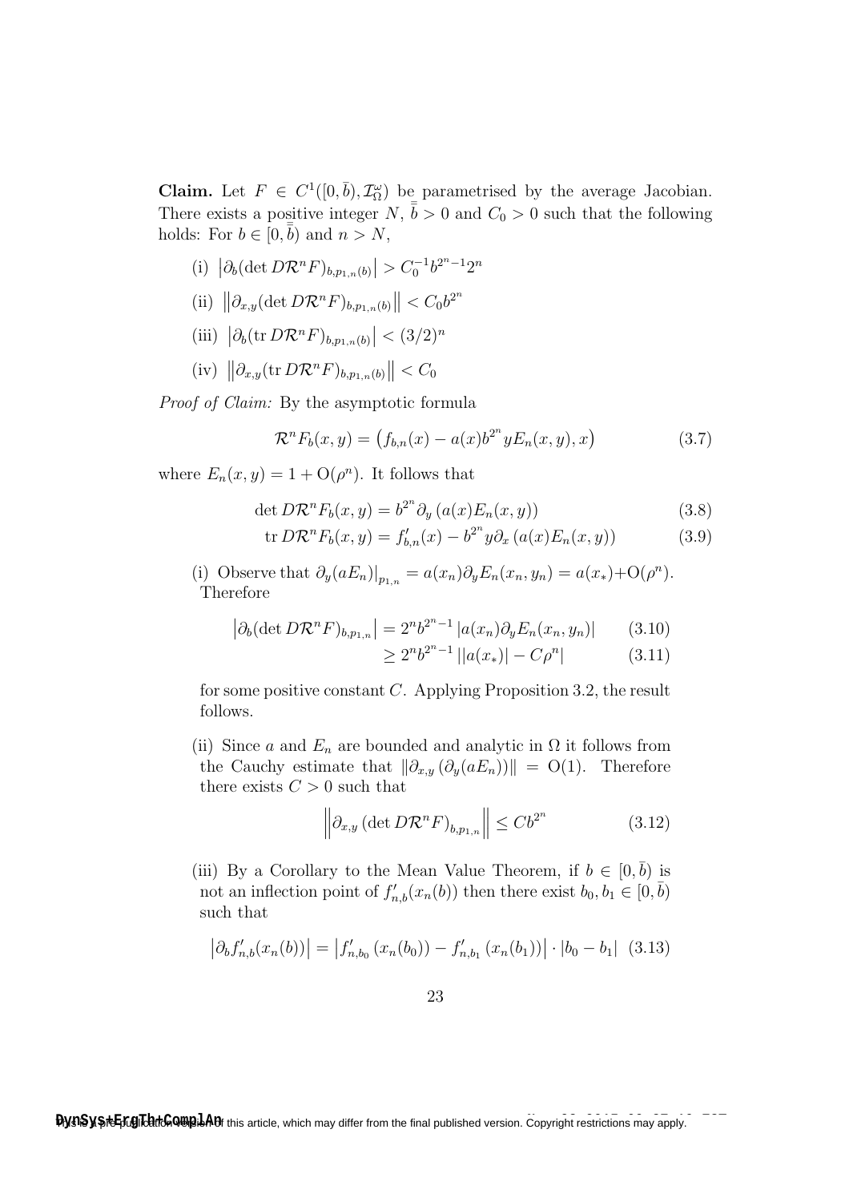**Claim.** Let $F \in C^1([0,\bar{b}), \mathcal{I}_\Omega^\omega)$ be parametrised by the average Jacobian. There exists a positive integer $N$, $\bar{\bar{b}} > 0$ and $C_0 > 0$ such that the following holds: For $b \in [0, \bar{\bar{b}})$ and $n > N$,

(i) $\left|\partial_b (\det D\mathcal{R}^n F)_{b,p_{1,n}(b)}\right| > C_0^{-1} b^{2^n - 1} 2^n$

(ii) $\left\|\partial_{x,y} (\det D\mathcal{R}^n F)_{b,p_{1,n}(b)}\right\| < C_0 b^{2^n}$

(iii) $\left|\partial_b (\operatorname{tr} D\mathcal{R}^n F)_{b,p_{1,n}(b)}\right| < (3/2)^n$

(iv) $\left\|\partial_{x,y} (\operatorname{tr} D\mathcal{R}^n F)_{b,p_{1,n}(b)}\right\| < C_0$

*Proof of Claim:* By the asymptotic formula

$$\mathcal{R}^n F_b(x,y) = \left(f_{b,n}(x) - a(x) b^{2^n} y E_n(x,y), x\right) \tag{3.7}$$

where $E_n(x,y) = 1 + \mathrm{O}(\rho^n)$. It follows that

$$\det D\mathcal{R}^n F_b(x,y) = b^{2^n} \partial_y \left(a(x) E_n(x,y)\right) \tag{3.8}$$

$$\operatorname{tr} D\mathcal{R}^n F_b(x,y) = f'_{b,n}(x) - b^{2^n} y \partial_x \left(a(x) E_n(x,y)\right) \tag{3.9}$$

(i) Observe that $\partial_y (a E_n)\big|_{p_{1,n}} = a(x_n) \partial_y E_n(x_n, y_n) = a(x_*) + \mathrm{O}(\rho^n)$. Therefore

$$\left|\partial_b (\det D\mathcal{R}^n F)_{b,p_{1,n}}\right| = 2^n b^{2^n - 1} \left|a(x_n) \partial_y E_n(x_n, y_n)\right| \tag{3.10}$$

$$\geq 2^n b^{2^n - 1} \left||a(x_*)| - C\rho^n\right| \tag{3.11}$$

for some positive constant $C$. Applying Proposition 3.2, the result follows.

(ii) Since $a$ and $E_n$ are bounded and analytic in $\Omega$ it follows from the Cauchy estimate that $\|\partial_{x,y} (\partial_y (a E_n))\| = \mathrm{O}(1)$. Therefore there exists $C > 0$ such that

$$\left\|\partial_{x,y} \left(\det D\mathcal{R}^n F\right)_{b,p_{1,n}}\right\| \leq C b^{2^n} \tag{3.12}$$

(iii) By a Corollary to the Mean Value Theorem, if $b \in [0, \bar{b})$ is not an inflection point of $f'_{n,b}(x_n(b))$ then there exist $b_0, b_1 \in [0, \bar{b})$ such that

$$\left|\partial_b f'_{n,b}(x_n(b))\right| = \left|f'_{n,b_0}\left(x_n(b_0)\right) - f'_{n,b_1}\left(x_n(b_1)\right)\right| \cdot |b_0 - b_1| \tag{3.13}$$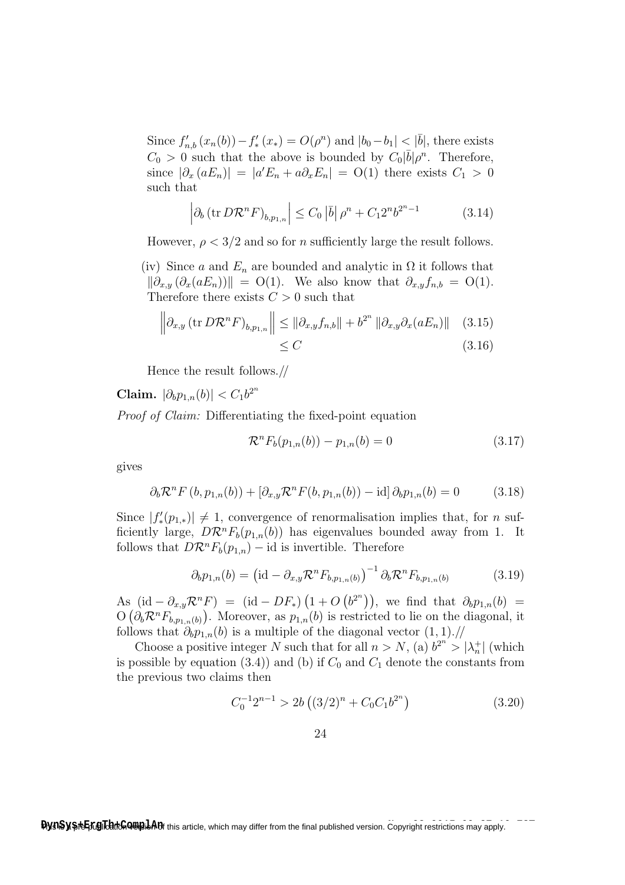Since $f'_{n,b}(x_n(b)) - f'_*(x_*) = O(\rho^n)$ and $|b_0 - b_1| < |\bar{b}|$, there exists $C_0 > 0$ such that the above is bounded by $C_0|\bar{b}|\rho^n$. Therefore, since $|\partial_x(aE_n)| = |a'E_n + a\partial_x E_n| = \mathrm{O}(1)$ there exists $C_1 > 0$ such that

$$\left|\partial_b \left(\operatorname{tr} D\mathcal{R}^n F\right)_{b,p_{1,n}}\right| \leq C_0 \left|\bar{b}\right| \rho^n + C_1 2^n b^{2^n - 1} \tag{3.14}$$

However, $\rho < 3/2$ and so for $n$ sufficiently large the result follows.

(iv) Since $a$ and $E_n$ are bounded and analytic in $\Omega$ it follows that $\|\partial_{x,y}(\partial_x(aE_n))\| = \mathrm{O}(1)$. We also know that $\partial_{x,y} f_{n,b} = \mathrm{O}(1)$. Therefore there exists $C > 0$ such that

$$\begin{aligned}\left\|\partial_{x,y}\left(\operatorname{tr} D\mathcal{R}^n F\right)_{b,p_{1,n}}\right\| &\leq \|\partial_{x,y} f_{n,b}\| + b^{2^n}\|\partial_{x,y}\partial_x(aE_n)\| &(3.15)\\ &\leq C &(3.16)\end{aligned}$$

Hence the result follows.//

**Claim.** $|\partial_b p_{1,n}(b)| < C_1 b^{2^n}$

*Proof of Claim:* Differentiating the fixed-point equation

$$\mathcal{R}^n F_b(p_{1,n}(b)) - p_{1,n}(b) = 0 \tag{3.17}$$

gives

$$\partial_b \mathcal{R}^n F\left(b, p_{1,n}(b)\right) + \left[\partial_{x,y}\mathcal{R}^n F(b, p_{1,n}(b)) - \mathrm{id}\right]\partial_b p_{1,n}(b) = 0 \tag{3.18}$$

Since $|f'_*(p_{1,*})| \neq 1$, convergence of renormalisation implies that, for $n$ sufficiently large, $D\mathcal{R}^n F_b(p_{1,n}(b))$ has eigenvalues bounded away from 1. It follows that $D\mathcal{R}^n F_b(p_{1,n}) - \mathrm{id}$ is invertible. Therefore

$$\partial_b p_{1,n}(b) = \left(\mathrm{id} - \partial_{x,y}\mathcal{R}^n F_{b,p_{1,n}(b)}\right)^{-1}\partial_b \mathcal{R}^n F_{b,p_{1,n}(b)} \tag{3.19}$$

As $\left(\mathrm{id} - \partial_{x,y}\mathcal{R}^n F\right) = \left(\mathrm{id} - DF_*\right)\left(1 + O\left(b^{2^n}\right)\right)$, we find that $\partial_b p_{1,n}(b) = \mathrm{O}\left(\partial_b \mathcal{R}^n F_{b,p_{1,n}(b)}\right)$. Moreover, as $p_{1,n}(b)$ is restricted to lie on the diagonal, it follows that $\partial_b p_{1,n}(b)$ is a multiple of the diagonal vector $(1,1)$.//

Choose a positive integer $N$ such that for all $n > N$, (a) $b^{2^n} > |\lambda_n^+|$ (which is possible by equation (3.4)) and (b) if $C_0$ and $C_1$ denote the constants from the previous two claims then

$$C_0^{-1} 2^{n-1} > 2b\left((3/2)^n + C_0 C_1 b^{2^n}\right) \tag{3.20}$$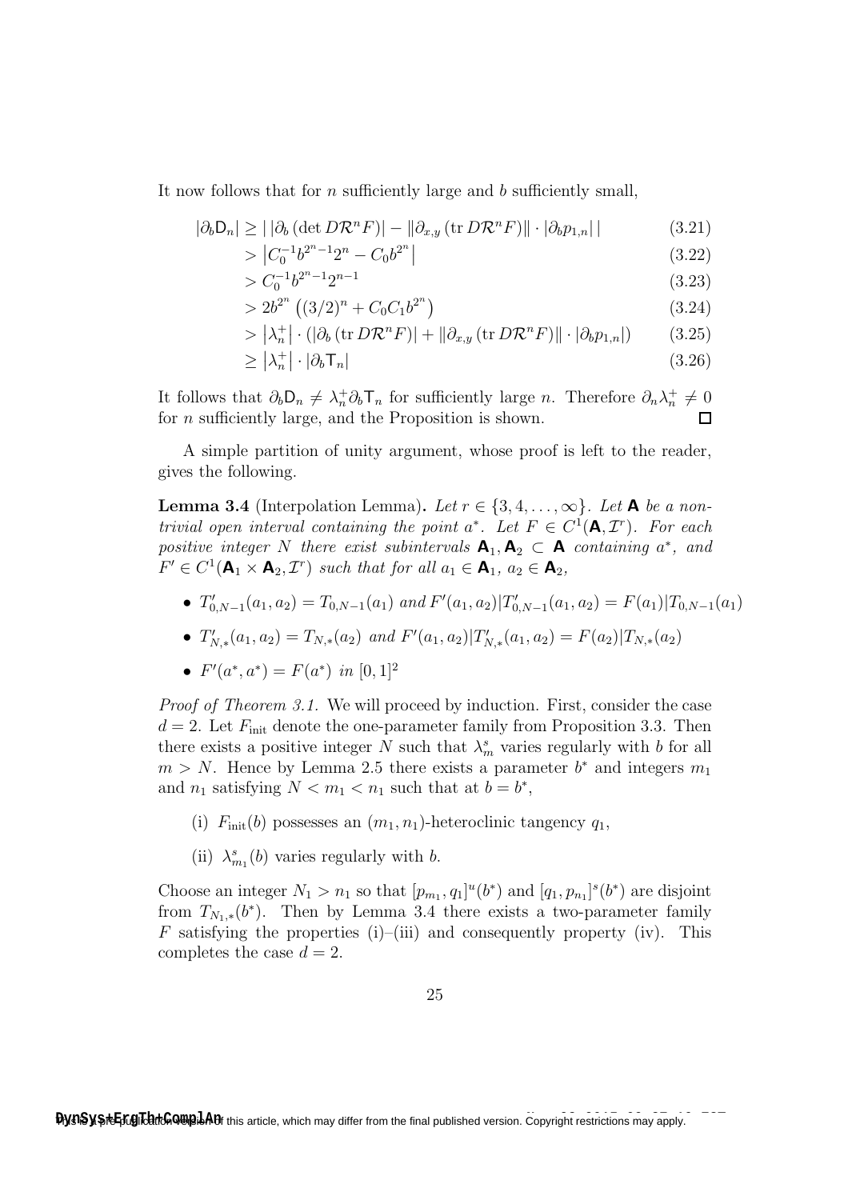It now follows that for $n$ sufficiently large and $b$ sufficiently small,

$$
\begin{aligned}
|\partial_b \mathsf{D}_n| &\geq \left| |\partial_b (\det D\mathcal{R}^n F)| - \|\partial_{x,y} (\operatorname{tr} D\mathcal{R}^n F)\| \cdot |\partial_b p_{1,n}| \right| &(3.21)\\
&> \left| C_0^{-1} b^{2^n - 1} 2^n - C_0 b^{2^n} \right| &(3.22)\\
&> C_0^{-1} b^{2^n - 1} 2^{n-1} &(3.23)\\
&> 2b^{2^n} \left( (3/2)^n + C_0 C_1 b^{2^n} \right) &(3.24)\\
&> \left| \lambda_n^+ \right| \cdot \left( |\partial_b (\operatorname{tr} D\mathcal{R}^n F)| + \|\partial_{x,y} (\operatorname{tr} D\mathcal{R}^n F)\| \cdot |\partial_b p_{1,n}| \right) &(3.25)\\
&\geq \left| \lambda_n^+ \right| \cdot |\partial_b \mathsf{T}_n| &(3.26)
\end{aligned}
$$

It follows that $\partial_b \mathsf{D}_n \neq \lambda_n^+ \partial_b \mathsf{T}_n$ for sufficiently large $n$. Therefore $\partial_n \lambda_n^+ \neq 0$ for $n$ sufficiently large, and the Proposition is shown. □

A simple partition of unity argument, whose proof is left to the reader, gives the following.

**Lemma 3.4** (Interpolation Lemma)**.** *Let $r \in \{3, 4, \ldots, \infty\}$. Let $\mathbf{A}$ be a non-trivial open interval containing the point $a^*$. Let $F \in C^1(\mathbf{A}, \mathcal{I}^r)$. For each positive integer $N$ there exist subintervals $\mathbf{A}_1, \mathbf{A}_2 \subset \mathbf{A}$ containing $a^*$, and $F' \in C^1(\mathbf{A}_1 \times \mathbf{A}_2, \mathcal{I}^r)$ such that for all $a_1 \in \mathbf{A}_1$, $a_2 \in \mathbf{A}_2$,*

- $T'_{0,N-1}(a_1, a_2) = T_{0,N-1}(a_1)$ *and* $F'(a_1, a_2)|T'_{0,N-1}(a_1, a_2) = F(a_1)|T_{0,N-1}(a_1)$
- $T'_{N,*}(a_1, a_2) = T_{N,*}(a_2)$ *and* $F'(a_1, a_2)|T'_{N,*}(a_1, a_2) = F(a_2)|T_{N,*}(a_2)$
- $F'(a^*, a^*) = F(a^*)$ *in* $[0, 1]^2$

*Proof of Theorem 3.1.* We will proceed by induction. First, consider the case $d = 2$. Let $F_{\text{init}}$ denote the one-parameter family from Proposition 3.3. Then there exists a positive integer $N$ such that $\lambda_m^s$ varies regularly with $b$ for all $m > N$. Hence by Lemma 2.5 there exists a parameter $b^*$ and integers $m_1$ and $n_1$ satisfying $N < m_1 < n_1$ such that at $b = b^*$,

(i) $F_{\text{init}}(b)$ possesses an $(m_1, n_1)$-heteroclinic tangency $q_1$,

(ii) $\lambda_{m_1}^s(b)$ varies regularly with $b$.

Choose an integer $N_1 > n_1$ so that $[p_{m_1}, q_1]^u(b^*)$ and $[q_1, p_{n_1}]^s(b^*)$ are disjoint from $T_{N_1,*}(b^*)$. Then by Lemma 3.4 there exists a two-parameter family $F$ satisfying the properties (i)–(iii) and consequently property (iv). This completes the case $d = 2$.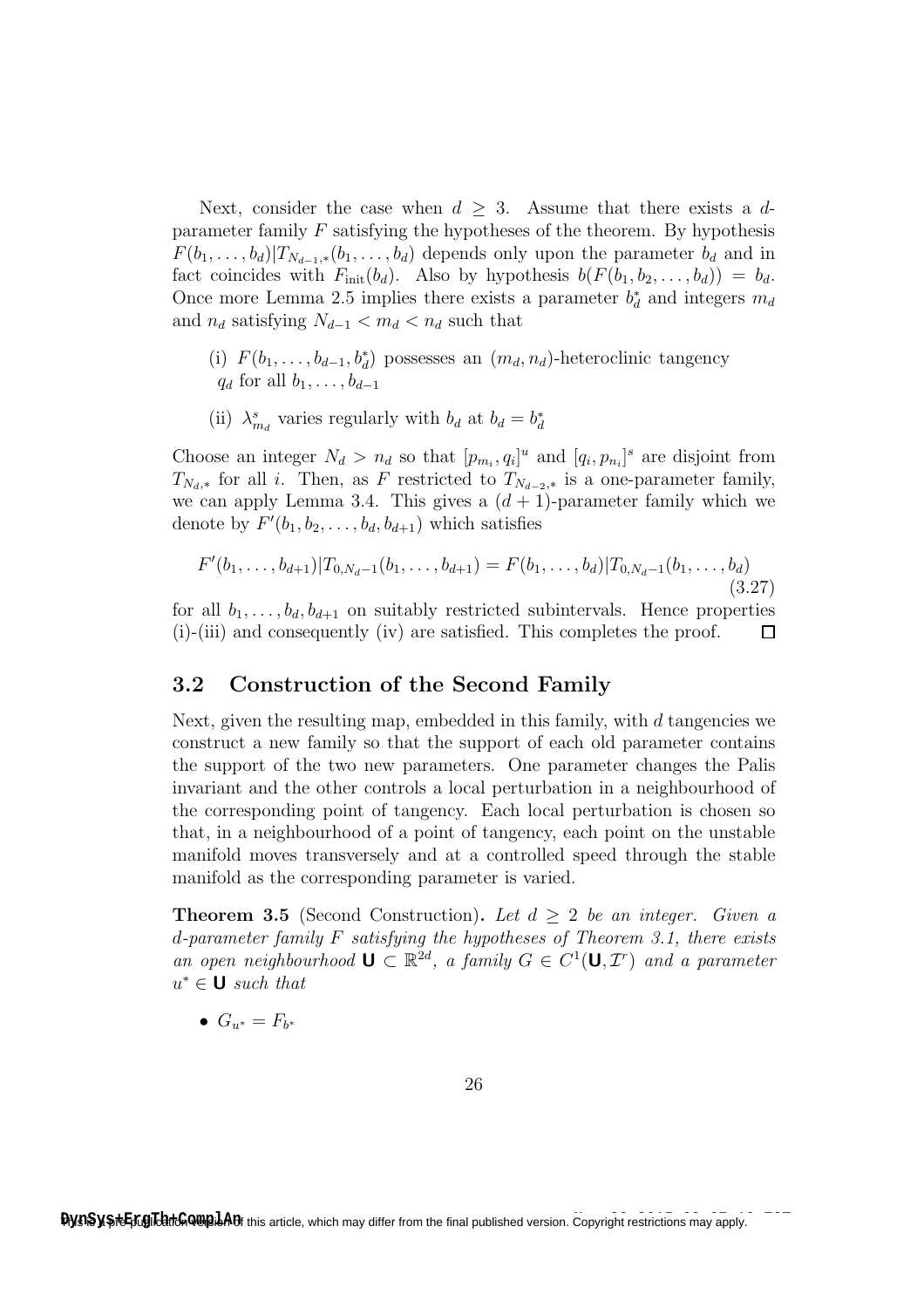Next, consider the case when $d \geq 3$. Assume that there exists a $d$-parameter family $F$ satisfying the hypotheses of the theorem. By hypothesis $F(b_1, \dots, b_d)|T_{N_{d-1},*}(b_1, \dots, b_d)$ depends only upon the parameter $b_d$ and in fact coincides with $F_{\text{init}}(b_d)$. Also by hypothesis $b(F(b_1, b_2, \dots, b_d)) = b_d$. Once more Lemma 2.5 implies there exists a parameter $b_d^*$ and integers $m_d$ and $n_d$ satisfying $N_{d-1} < m_d < n_d$ such that

- (i) $F(b_1, \dots, b_{d-1}, b_d^*)$ possesses an $(m_d, n_d)$-heteroclinic tangency $q_d$ for all $b_1, \dots, b_{d-1}$
- (ii) $\lambda^s_{m_d}$ varies regularly with $b_d$ at $b_d = b_d^*$

Choose an integer $N_d > n_d$ so that $[p_{m_i}, q_i]^u$ and $[q_i, p_{n_i}]^s$ are disjoint from $T_{N_d,*}$ for all $i$. Then, as $F$ restricted to $T_{N_{d-2},*}$ is a one-parameter family, we can apply Lemma 3.4. This gives a $(d+1)$-parameter family which we denote by $F'(b_1, b_2, \dots, b_d, b_{d+1})$ which satisfies

$$F'(b_1, \dots, b_{d+1})|T_{0,N_d-1}(b_1, \dots, b_{d+1}) = F(b_1, \dots, b_d)|T_{0,N_d-1}(b_1, \dots, b_d) \tag{3.27}$$

for all $b_1, \dots, b_d, b_{d+1}$ on suitably restricted subintervals. Hence properties (i)-(iii) and consequently (iv) are satisfied. This completes the proof. $\square$

## 3.2 Construction of the Second Family

Next, given the resulting map, embedded in this family, with $d$ tangencies we construct a new family so that the support of each old parameter contains the support of the two new parameters. One parameter changes the Palis invariant and the other controls a local perturbation in a neighbourhood of the corresponding point of tangency. Each local perturbation is chosen so that, in a neighbourhood of a point of tangency, each point on the unstable manifold moves transversely and at a controlled speed through the stable manifold as the corresponding parameter is varied.

**Theorem 3.5** (Second Construction)**.** *Let $d \geq 2$ be an integer. Given a $d$-parameter family $F$ satisfying the hypotheses of Theorem 3.1, there exists an open neighbourhood $\mathbf{U} \subset \mathbb{R}^{2d}$, a family $G \in C^1(\mathbf{U}, \mathcal{I}^r)$ and a parameter $u^* \in \mathbf{U}$ such that*

- $G_{u^*} = F_{b^*}$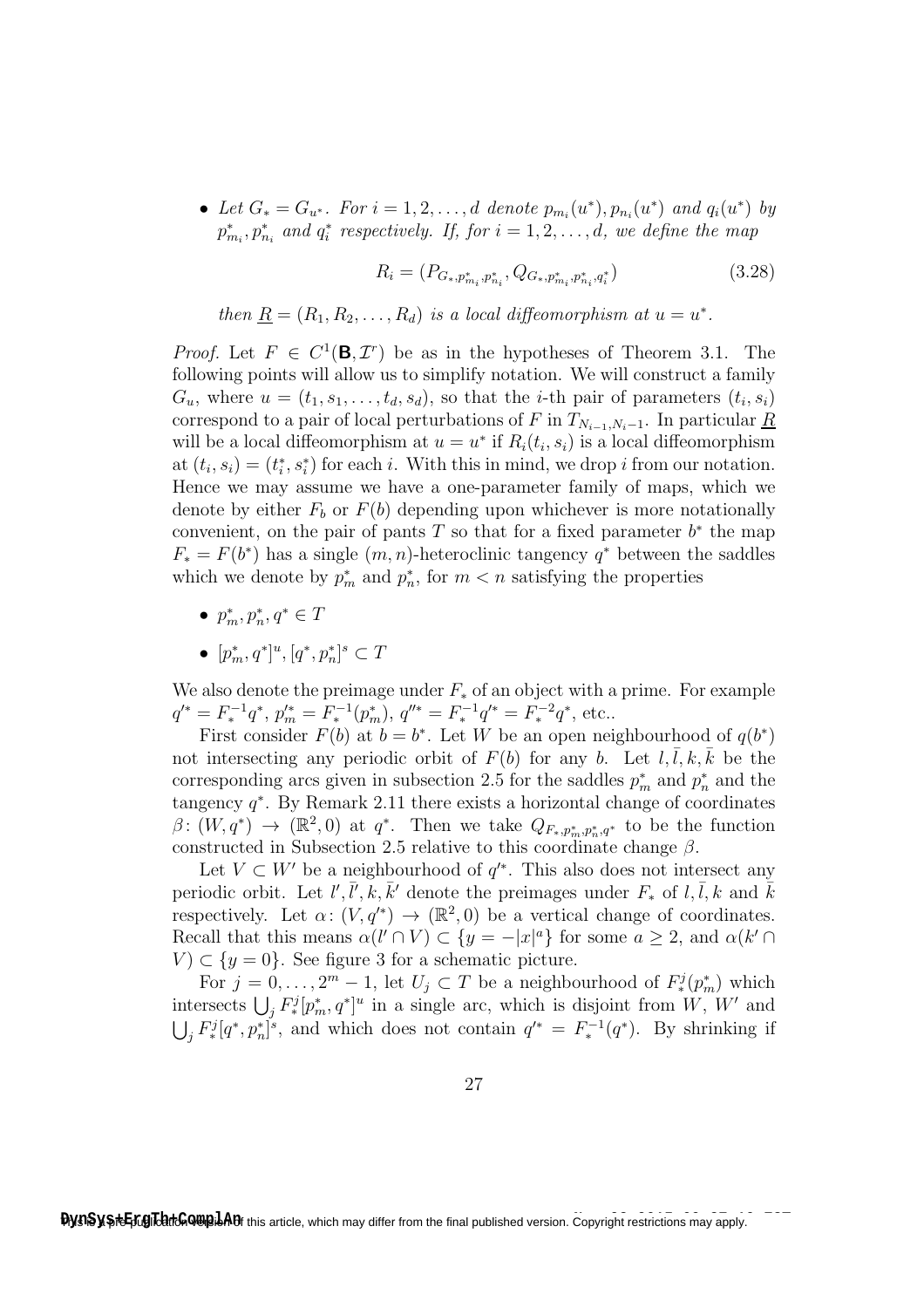- *Let $G_* = G_{u^*}$. For $i = 1, 2, \ldots, d$ denote $p_{m_i}(u^*), p_{n_i}(u^*)$ and $q_i(u^*)$ by $p^*_{m_i}, p^*_{n_i}$ and $q^*_i$ respectively. If, for $i = 1, 2, \ldots, d$, we define the map*

$$R_i = (P_{G_*, p^*_{m_i}, p^*_{n_i}}, Q_{G_*, p^*_{m_i}, p^*_{n_i}, q^*_i}) \tag{3.28}$$

*then $\underline{R} = (R_1, R_2, \ldots, R_d)$ is a local diffeomorphism at $u = u^*$.*

*Proof.* Let $F \in C^1(\mathbf{B}, \mathcal{I}^r)$ be as in the hypotheses of Theorem 3.1. The following points will allow us to simplify notation. We will construct a family $G_u$, where $u = (t_1, s_1, \ldots, t_d, s_d)$, so that the $i$-th pair of parameters $(t_i, s_i)$ correspond to a pair of local perturbations of $F$ in $T_{N_{i-1}, N_i - 1}$. In particular $\underline{R}$ will be a local diffeomorphism at $u = u^*$ if $R_i(t_i, s_i)$ is a local diffeomorphism at $(t_i, s_i) = (t^*_i, s^*_i)$ for each $i$. With this in mind, we drop $i$ from our notation. Hence we may assume we have a one-parameter family of maps, which we denote by either $F_b$ or $F(b)$ depending upon whichever is more notationally convenient, on the pair of pants $T$ so that for a fixed parameter $b^*$ the map $F_* = F(b^*)$ has a single $(m, n)$-heteroclinic tangency $q^*$ between the saddles which we denote by $p^*_m$ and $p^*_n$, for $m < n$ satisfying the properties

- $p^*_m, p^*_n, q^* \in T$
- $[p^*_m, q^*]^u, [q^*, p^*_n]^s \subset T$

We also denote the preimage under $F_*$ of an object with a prime. For example $q'^* = F_*^{-1} q^*$, $p'^*_m = F_*^{-1}(p^*_m)$, $q''^* = F_*^{-1} q'^* = F_*^{-2} q^*$, etc..

First consider $F(b)$ at $b = b^*$. Let $W$ be an open neighbourhood of $q(b^*)$ not intersecting any periodic orbit of $F(b)$ for any $b$. Let $l, \bar{l}, k, \bar{k}$ be the corresponding arcs given in subsection 2.5 for the saddles $p^*_m$ and $p^*_n$ and the tangency $q^*$. By Remark 2.11 there exists a horizontal change of coordinates $\beta \colon (W, q^*) \to (\mathbb{R}^2, 0)$ at $q^*$. Then we take $Q_{F_*, p^*_m, p^*_n, q^*}$ to be the function constructed in Subsection 2.5 relative to this coordinate change $\beta$.

Let $V \subset W'$ be a neighbourhood of $q'^*$. This also does not intersect any periodic orbit. Let $l', \bar{l}', k, \bar{k}'$ denote the preimages under $F_*$ of $l, \bar{l}, k$ and $\bar{k}$ respectively. Let $\alpha \colon (V, q'^*) \to (\mathbb{R}^2, 0)$ be a vertical change of coordinates. Recall that this means $\alpha(l' \cap V) \subset \{y = -|x|^a\}$ for some $a \geq 2$, and $\alpha(k' \cap V) \subset \{y = 0\}$. See figure 3 for a schematic picture.

For $j = 0, \ldots, 2^m - 1$, let $U_j \subset T$ be a neighbourhood of $F^j_*(p^*_m)$ which intersects $\bigcup_j F^j_*[p^*_m, q^*]^u$ in a single arc, which is disjoint from $W$, $W'$ and $\bigcup_j F^j_*[q^*, p^*_n]^s$, and which does not contain $q'^* = F_*^{-1}(q^*)$. By shrinking if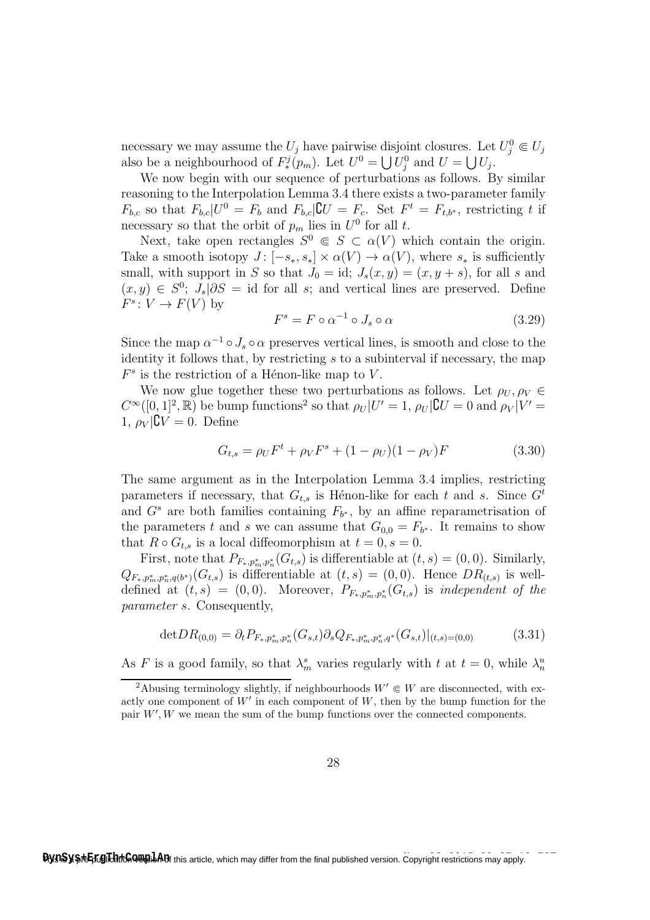necessary we may assume the $U_j$ have pairwise disjoint closures. Let $U_j^0 \Subset U_j$ also be a neighbourhood of $F_*^j(p_m)$. Let $U^0 = \bigcup U_j^0$ and $U = \bigcup U_j$.

We now begin with our sequence of perturbations as follows. By similar reasoning to the Interpolation Lemma 3.4 there exists a two-parameter family $F_{b,c}$ so that $F_{b,c}|U^0 = F_b$ and $F_{b,c}|\complement U = F_c$. Set $F^t = F_{t,b^*}$, restricting $t$ if necessary so that the orbit of $p_m$ lies in $U^0$ for all $t$.

Next, take open rectangles $S^0 \Subset S \subset \alpha(V)$ which contain the origin. Take a smooth isotopy $J\colon [-s_*, s_*] \times \alpha(V) \to \alpha(V)$, where $s_*$ is sufficiently small, with support in $S$ so that $J_0 = \mathrm{id}$; $J_s(x,y) = (x, y+s)$, for all $s$ and $(x,y) \in S^0$; $J_s|\partial S = \mathrm{id}$ for all $s$; and vertical lines are preserved. Define $F^s\colon V \to F(V)$ by

$$F^s = F \circ \alpha^{-1} \circ J_s \circ \alpha \tag{3.29}$$

Since the map $\alpha^{-1} \circ J_s \circ \alpha$ preserves vertical lines, is smooth and close to the identity it follows that, by restricting $s$ to a subinterval if necessary, the map $F^s$ is the restriction of a Hénon-like map to $V$.

We now glue together these two perturbations as follows. Let $\rho_U, \rho_V \in C^\infty([0,1]^2, \mathbb{R})$ be bump functions[2] so that $\rho_U|U' = 1$, $\rho_U|\complement U = 0$ and $\rho_V|V' = 1$, $\rho_V|\complement V = 0$. Define

$$G_{t,s} = \rho_U F^t + \rho_V F^s + (1-\rho_U)(1-\rho_V)F \tag{3.30}$$

The same argument as in the Interpolation Lemma 3.4 implies, restricting parameters if necessary, that $G_{t,s}$ is Hénon-like for each $t$ and $s$. Since $G^t$ and $G^s$ are both families containing $F_{b^*}$, by an affine reparametrisation of the parameters $t$ and $s$ we can assume that $G_{0,0} = F_{b^*}$. It remains to show that $R \circ G_{t,s}$ is a local diffeomorphism at $t = 0, s = 0$.

First, note that $P_{F_*,p_m^*,p_n^*}(G_{t,s})$ is differentiable at $(t,s) = (0,0)$. Similarly, $Q_{F_*,p_m^*,p_n^*,q(b^*)}(G_{t,s})$ is differentiable at $(t,s) = (0,0)$. Hence $DR_{(t,s)}$ is well-defined at $(t,s) = (0,0)$. Moreover, $P_{F_*,p_m^*,p_n^*}(G_{t,s})$ *is independent of the parameter* $s$. Consequently,

$$\det DR_{(0,0)} = \partial_t P_{F_*,p_m^*,p_n^*}(G_{s,t}) \partial_s Q_{F_*,p_m^*,p_n^*,q^*}(G_{s,t})|_{(t,s)=(0,0)} \tag{3.31}$$

As $F$ is a good family, so that $\lambda_m^s$ varies regularly with $t$ at $t = 0$, while $\lambda_n^u$

[2] Abusing terminology slightly, if neighbourhoods $W' \Subset W$ are disconnected, with exactly one component of $W'$ in each component of $W$, then by the bump function for the pair $W', W$ we mean the sum of the bump functions over the connected components.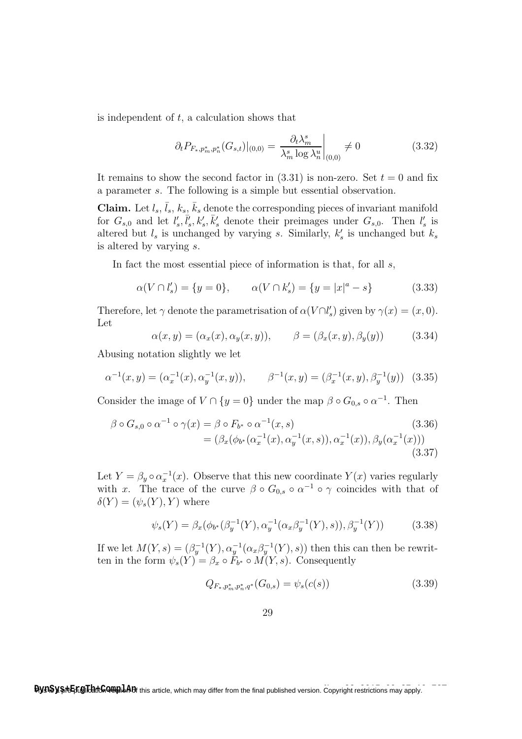is independent of $t$, a calculation shows that

$$\partial_t P_{F_*,p_m^*,p_n^*}(G_{s,t})|_{(0,0)} = \left.\frac{\partial_t \lambda_m^s}{\lambda_m^s \log \lambda_n^u}\right|_{(0,0)} \neq 0 \tag{3.32}$$

It remains to show the second factor in (3.31) is non-zero. Set $t = 0$ and fix a parameter $s$. The following is a simple but essential observation.

**Claim.** Let $l_s$, $\bar{l}_s$, $k_s$, $\bar{k}_s$ denote the corresponding pieces of invariant manifold for $G_{s,0}$ and let $l_s'$, $\bar{l}_s'$, $k_s'$, $\bar{k}_s'$ denote their preimages under $G_{s,0}$. Then $l_s'$ is altered but $l_s$ is unchanged by varying $s$. Similarly, $k_s'$ is unchanged but $k_s$ is altered by varying $s$.

In fact the most essential piece of information is that, for all $s$,

$$\alpha(V \cap l_s') = \{y = 0\}, \qquad \alpha(V \cap k_s') = \{y = |x|^a - s\} \tag{3.33}$$

Therefore, let $\gamma$ denote the parametrisation of $\alpha(V \cap l_s')$ given by $\gamma(x) = (x, 0)$. Let

$$\alpha(x, y) = (\alpha_x(x), \alpha_y(x, y)), \qquad \beta = (\beta_x(x, y), \beta_y(y)) \tag{3.34}$$

Abusing notation slightly we let

$$\alpha^{-1}(x, y) = (\alpha_x^{-1}(x), \alpha_y^{-1}(x, y)), \qquad \beta^{-1}(x, y) = (\beta_x^{-1}(x, y), \beta_y^{-1}(y)) \tag{3.35}$$

Consider the image of $V \cap \{y = 0\}$ under the map $\beta \circ G_{0,s} \circ \alpha^{-1}$. Then

$$\begin{aligned}
\beta \circ G_{s,0} \circ \alpha^{-1} \circ \gamma(x) &= \beta \circ F_{b^*} \circ \alpha^{-1}(x, s) &(3.36)\\
&= (\beta_x(\phi_{b^*}(\alpha_x^{-1}(x), \alpha_y^{-1}(x, s)), \alpha_x^{-1}(x)), \beta_y(\alpha_x^{-1}(x))) &(3.37)
\end{aligned}$$

Let $Y = \beta_y \circ \alpha_x^{-1}(x)$. Observe that this new coordinate $Y(x)$ varies regularly with $x$. The trace of the curve $\beta \circ G_{0,s} \circ \alpha^{-1} \circ \gamma$ coincides with that of $\delta(Y) = (\psi_s(Y), Y)$ where

$$\psi_s(Y) = \beta_x(\phi_{b^*}(\beta_y^{-1}(Y), \alpha_y^{-1}(\alpha_x \beta_y^{-1}(Y), s)), \beta_y^{-1}(Y)) \tag{3.38}$$

If we let $M(Y, s) = (\beta_y^{-1}(Y), \alpha_y^{-1}(\alpha_x \beta_y^{-1}(Y), s))$ then this can then be rewritten in the form $\psi_s(Y) = \beta_x \circ F_{b^*} \circ M(Y, s)$. Consequently

$$Q_{F_*,p_m^*,p_n^*,q^*}(G_{0,s}) = \psi_s(c(s)) \tag{3.39}$$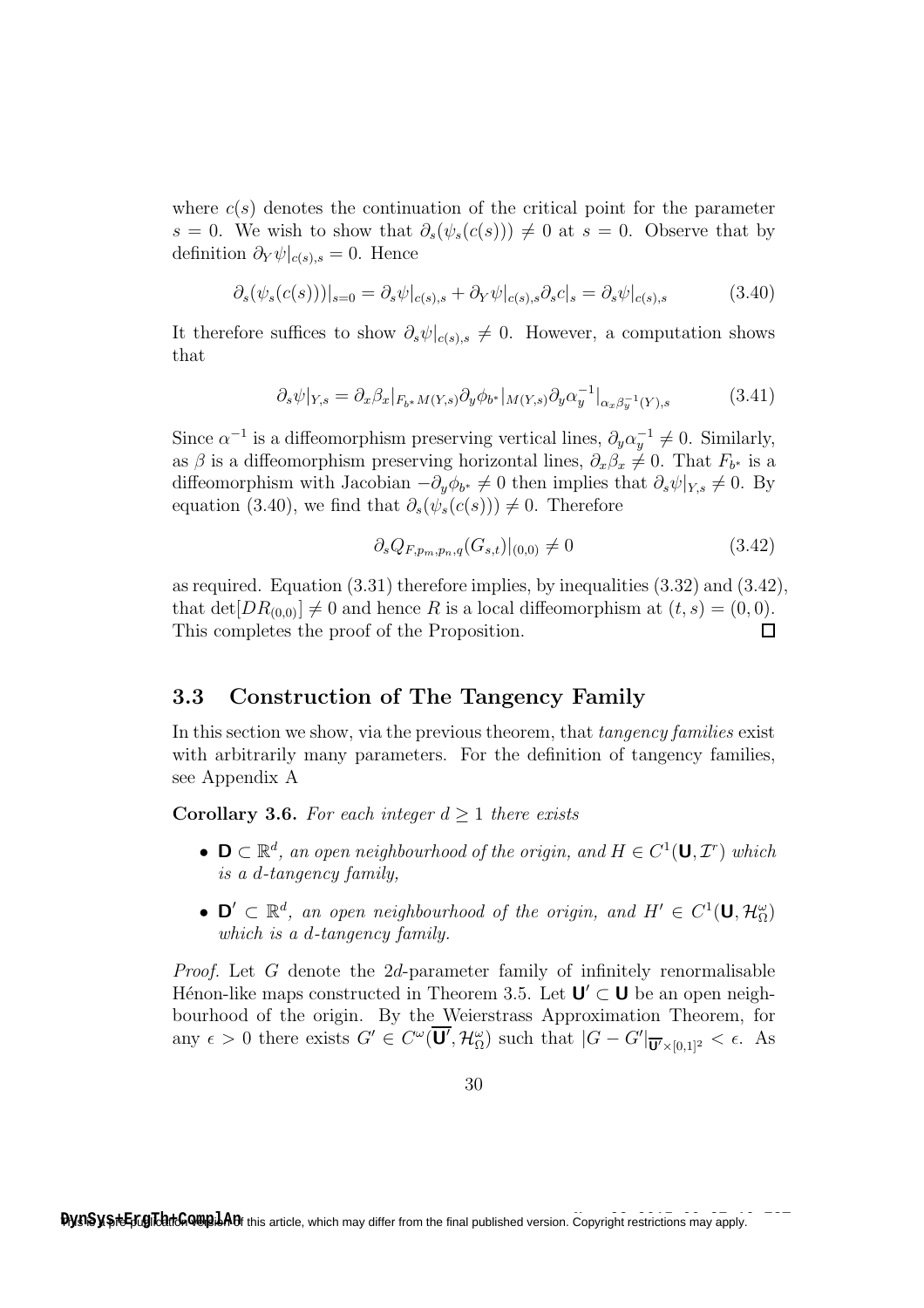where $c(s)$ denotes the continuation of the critical point for the parameter $s = 0$. We wish to show that $\partial_s(\psi_s(c(s))) \neq 0$ at $s = 0$. Observe that by definition $\partial_Y \psi|_{c(s),s} = 0$. Hence

$$\partial_s(\psi_s(c(s)))|_{s=0} = \partial_s \psi|_{c(s),s} + \partial_Y \psi|_{c(s),s} \partial_s c|_s = \partial_s \psi|_{c(s),s} \tag{3.40}$$

It therefore suffices to show $\partial_s \psi|_{c(s),s} \neq 0$. However, a computation shows that

$$\partial_s \psi|_{Y,s} = \partial_x \beta_x|_{F_{b^*} M(Y,s)} \partial_y \phi_{b^*}|_{M(Y,s)} \partial_y \alpha_y^{-1}|_{\alpha_x \beta_y^{-1}(Y),s} \tag{3.41}$$

Since $\alpha^{-1}$ is a diffeomorphism preserving vertical lines, $\partial_y \alpha_y^{-1} \neq 0$. Similarly, as $\beta$ is a diffeomorphism preserving horizontal lines, $\partial_x \beta_x \neq 0$. That $F_{b^*}$ is a diffeomorphism with Jacobian $-\partial_y \phi_{b^*} \neq 0$ then implies that $\partial_s \psi|_{Y,s} \neq 0$. By equation (3.40), we find that $\partial_s(\psi_s(c(s))) \neq 0$. Therefore

$$\partial_s Q_{F,p_m,p_n,q}(G_{s,t})|_{(0,0)} \neq 0 \tag{3.42}$$

as required. Equation (3.31) therefore implies, by inequalities (3.32) and (3.42), that $\det[DR_{(0,0)}] \neq 0$ and hence $R$ is a local diffeomorphism at $(t,s) = (0,0)$. This completes the proof of the Proposition. $\square$

## 3.3 Construction of The Tangency Family

In this section we show, via the previous theorem, that *tangency families* exist with arbitrarily many parameters. For the definition of tangency families, see Appendix A

**Corollary 3.6.** *For each integer $d \geq 1$ there exists*

- $\mathbf{D} \subset \mathbb{R}^d$*, an open neighbourhood of the origin, and* $H \in C^1(\mathbf{U}, \mathcal{I}^r)$ *which is a $d$-tangency family,*
- $\mathbf{D}' \subset \mathbb{R}^d$*, an open neighbourhood of the origin, and* $H' \in C^1(\mathbf{U}, \mathcal{H}^\omega_\Omega)$ *which is a $d$-tangency family.*

*Proof.* Let $G$ denote the $2d$-parameter family of infinitely renormalisable Hénon-like maps constructed in Theorem 3.5. Let $\mathbf{U}' \subset \mathbf{U}$ be an open neighbourhood of the origin. By the Weierstrass Approximation Theorem, for any $\epsilon > 0$ there exists $G' \in C^\omega(\overline{\mathbf{U}'}, \mathcal{H}^\omega_\Omega)$ such that $|G - G'|_{\overline{\mathbf{U}'} \times [0,1]^2} < \epsilon$. As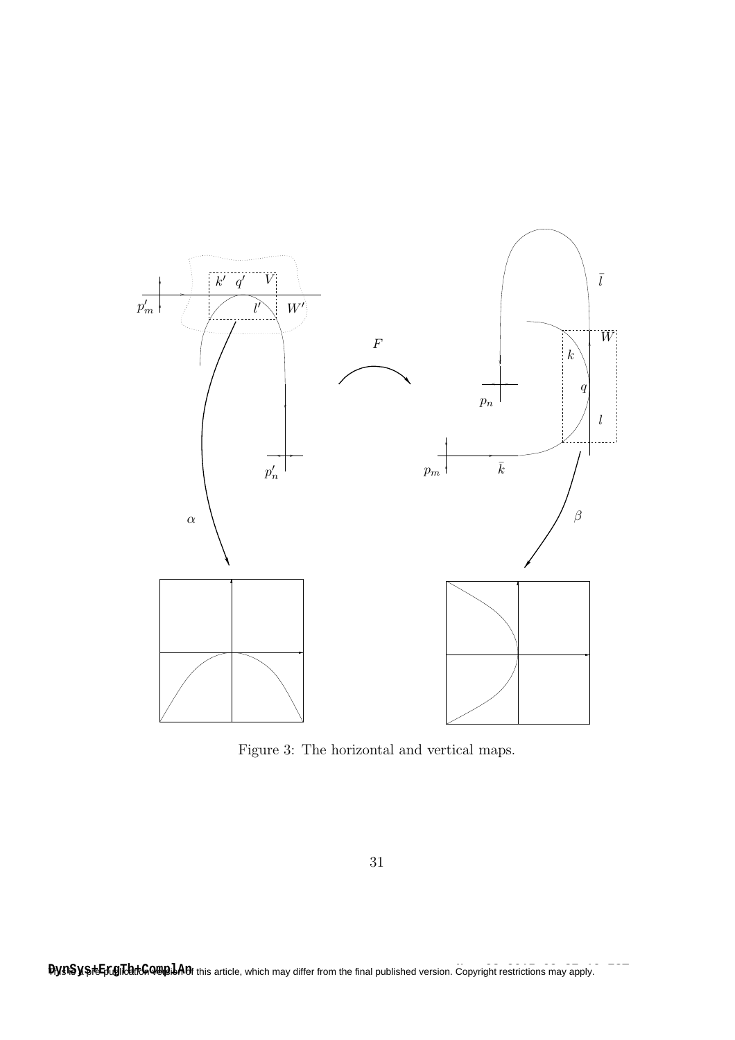Figure 3: The horizontal and vertical maps.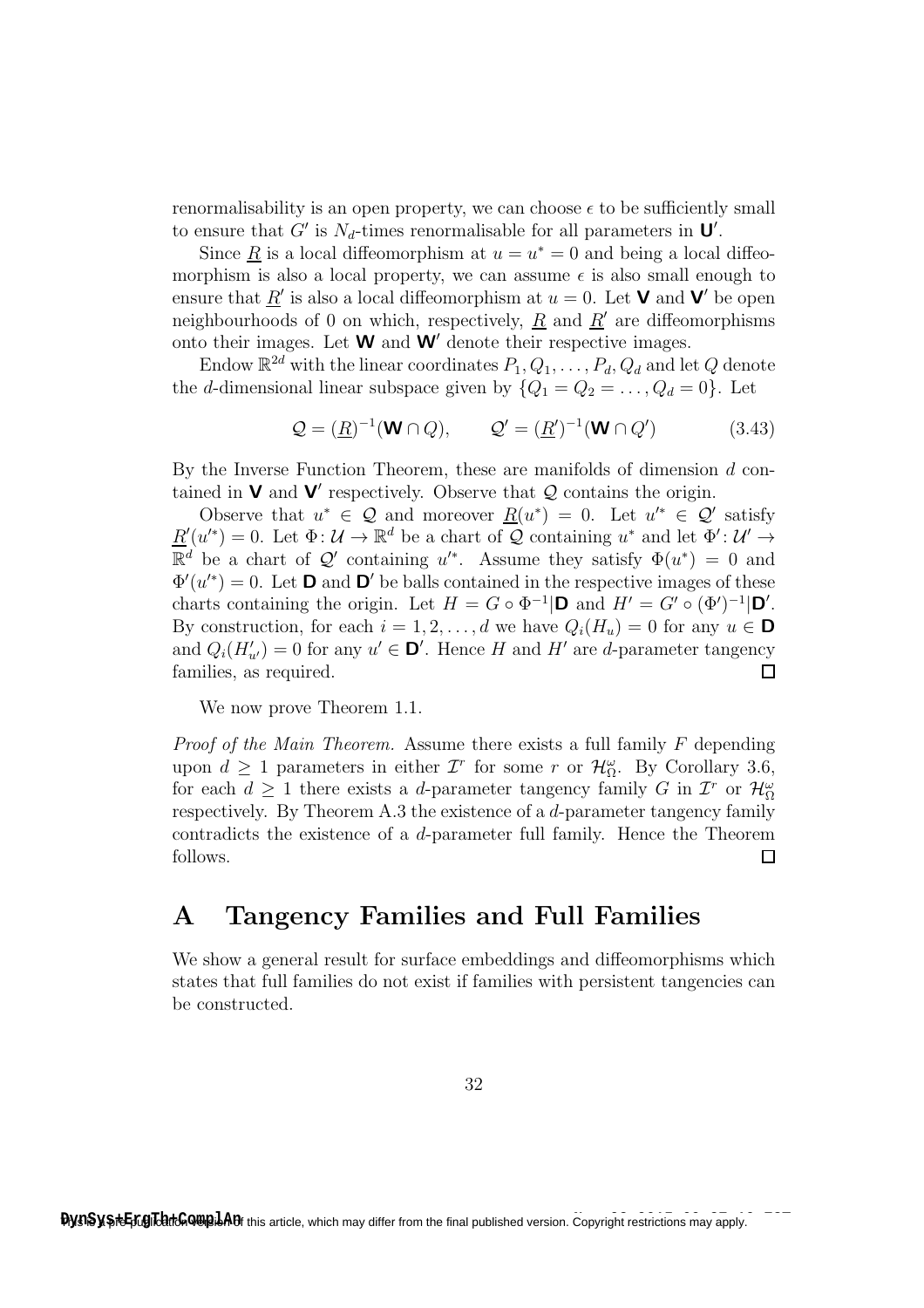renormalisability is an open property, we can choose $\epsilon$ to be sufficiently small to ensure that $G'$ is $N_d$-times renormalisable for all parameters in $\mathbf{U}'$.

Since $\underline{R}$ is a local diffeomorphism at $u = u^* = 0$ and being a local diffeomorphism is also a local property, we can assume $\epsilon$ is also small enough to ensure that $\underline{R}'$ is also a local diffeomorphism at $u = 0$. Let $\mathbf{V}$ and $\mathbf{V}'$ be open neighbourhoods of 0 on which, respectively, $\underline{R}$ and $\underline{R}'$ are diffeomorphisms onto their images. Let $\mathbf{W}$ and $\mathbf{W}'$ denote their respective images.

Endow $\mathbb{R}^{2d}$ with the linear coordinates $P_1, Q_1, \ldots, P_d, Q_d$ and let $Q$ denote the $d$-dimensional linear subspace given by $\{Q_1 = Q_2 = \ldots, Q_d = 0\}$. Let

$$\mathcal{Q} = (\underline{R})^{-1}(\mathbf{W} \cap Q), \qquad \mathcal{Q}' = (\underline{R}')^{-1}(\mathbf{W} \cap Q') \tag{3.43}$$

By the Inverse Function Theorem, these are manifolds of dimension $d$ contained in $\mathbf{V}$ and $\mathbf{V}'$ respectively. Observe that $\mathcal{Q}$ contains the origin.

Observe that $u^* \in \mathcal{Q}$ and moreover $\underline{R}(u^*) = 0$. Let $u'^* \in \mathcal{Q}'$ satisfy $\underline{R}'(u'^*) = 0$. Let $\Phi\colon \mathcal{U} \to \mathbb{R}^d$ be a chart of $\mathcal{Q}$ containing $u^*$ and let $\Phi'\colon \mathcal{U}' \to \mathbb{R}^d$ be a chart of $\mathcal{Q}'$ containing $u'^*$. Assume they satisfy $\Phi(u^*) = 0$ and $\Phi'(u'^*) = 0$. Let $\mathbf{D}$ and $\mathbf{D}'$ be balls contained in the respective images of these charts containing the origin. Let $H = G \circ \Phi^{-1}|\mathbf{D}$ and $H' = G' \circ (\Phi')^{-1}|\mathbf{D}'$. By construction, for each $i = 1, 2, \ldots, d$ we have $Q_i(H_u) = 0$ for any $u \in \mathbf{D}$ and $Q_i(H'_{u'}) = 0$ for any $u' \in \mathbf{D}'$. Hence $H$ and $H'$ are $d$-parameter tangency families, as required. $\square$

We now prove Theorem 1.1.

*Proof of the Main Theorem.* Assume there exists a full family $F$ depending upon $d \geq 1$ parameters in either $\mathcal{I}^r$ for some $r$ or $\mathcal{H}^\omega_\Omega$. By Corollary 3.6, for each $d \geq 1$ there exists a $d$-parameter tangency family $G$ in $\mathcal{I}^r$ or $\mathcal{H}^\omega_\Omega$ respectively. By Theorem A.3 the existence of a $d$-parameter tangency family contradicts the existence of a $d$-parameter full family. Hence the Theorem follows. $\square$

# A Tangency Families and Full Families

We show a general result for surface embeddings and diffeomorphisms which states that full families do not exist if families with persistent tangencies can be constructed.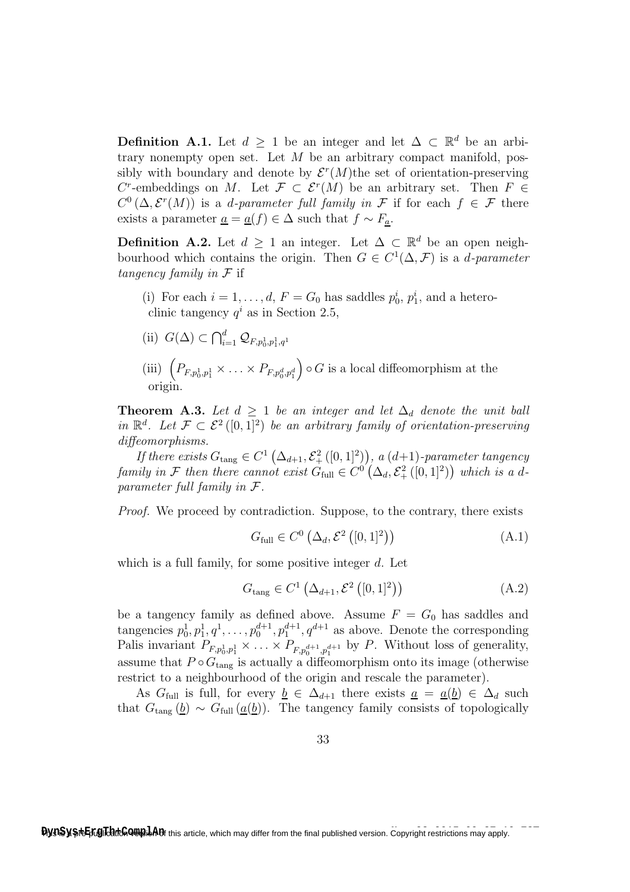**Definition A.1.** Let $d \geq 1$ be an integer and let $\Delta \subset \mathbb{R}^d$ be an arbitrary nonempty open set. Let $M$ be an arbitrary compact manifold, possibly with boundary and denote by $\mathcal{E}^r(M)$the set of orientation-preserving $C^r$-embeddings on $M$. Let $\mathcal{F} \subset \mathcal{E}^r(M)$ be an arbitrary set. Then $F \in C^0(\Delta, \mathcal{E}^r(M))$ is a *$d$-parameter full family in* $\mathcal{F}$ if for each $f \in \mathcal{F}$ there exists a parameter $\underline{a} = \underline{a}(f) \in \Delta$ such that $f \sim F_{\underline{a}}$.

**Definition A.2.** Let $d \geq 1$ an integer. Let $\Delta \subset \mathbb{R}^d$ be an open neighbourhood which contains the origin. Then $G \in C^1(\Delta, \mathcal{F})$ is a *$d$-parameter tangency family in* $\mathcal{F}$ if

(i) For each $i = 1, \ldots, d$, $F = G_0$ has saddles $p_0^i$, $p_1^i$, and a heteroclinic tangency $q^i$ as in Section 2.5,

(ii) $G(\Delta) \subset \bigcap_{i=1}^d \mathcal{Q}_{F,p_0^1,p_1^1,q^1}$

(iii) $\left(P_{F,p_0^1,p_1^1} \times \ldots \times P_{F,p_0^d,p_1^d}\right) \circ G$ is a local diffeomorphism at the origin.

**Theorem A.3.** *Let $d \geq 1$ be an integer and let $\Delta_d$ denote the unit ball in $\mathbb{R}^d$. Let $\mathcal{F} \subset \mathcal{E}^2([0,1]^2)$ be an arbitrary family of orientation-preserving diffeomorphisms.*

*If there exists $G_{\text{tang}} \in C^1\left(\Delta_{d+1}, \mathcal{E}_+^2([0,1]^2)\right)$, a $(d+1)$-parameter tangency family in $\mathcal{F}$ then there cannot exist $G_{\text{full}} \in C^0\left(\Delta_d, \mathcal{E}_+^2([0,1]^2)\right)$ which is a $d$-parameter full family in $\mathcal{F}$.*

*Proof.* We proceed by contradiction. Suppose, to the contrary, there exists

$$G_{\text{full}} \in C^0\left(\Delta_d, \mathcal{E}^2\left([0,1]^2\right)\right) \tag{A.1}$$

which is a full family, for some positive integer $d$. Let

$$G_{\text{tang}} \in C^1\left(\Delta_{d+1}, \mathcal{E}^2\left([0,1]^2\right)\right) \tag{A.2}$$

be a tangency family as defined above. Assume $F = G_0$ has saddles and tangencies $p_0^1, p_1^1, q^1, \ldots, p_0^{d+1}, p_1^{d+1}, q^{d+1}$ as above. Denote the corresponding Palis invariant $P_{F,p_0^1,p_1^1} \times \ldots \times P_{F,p_0^{d+1},p_1^{d+1}}$ by $P$. Without loss of generality, assume that $P \circ G_{\text{tang}}$ is actually a diffeomorphism onto its image (otherwise restrict to a neighbourhood of the origin and rescale the parameter).

As $G_{\text{full}}$ is full, for every $\underline{b} \in \Delta_{d+1}$ there exists $\underline{a} = \underline{a}(\underline{b}) \in \Delta_d$ such that $G_{\text{tang}}(\underline{b}) \sim G_{\text{full}}(\underline{a}(\underline{b}))$. The tangency family consists of topologically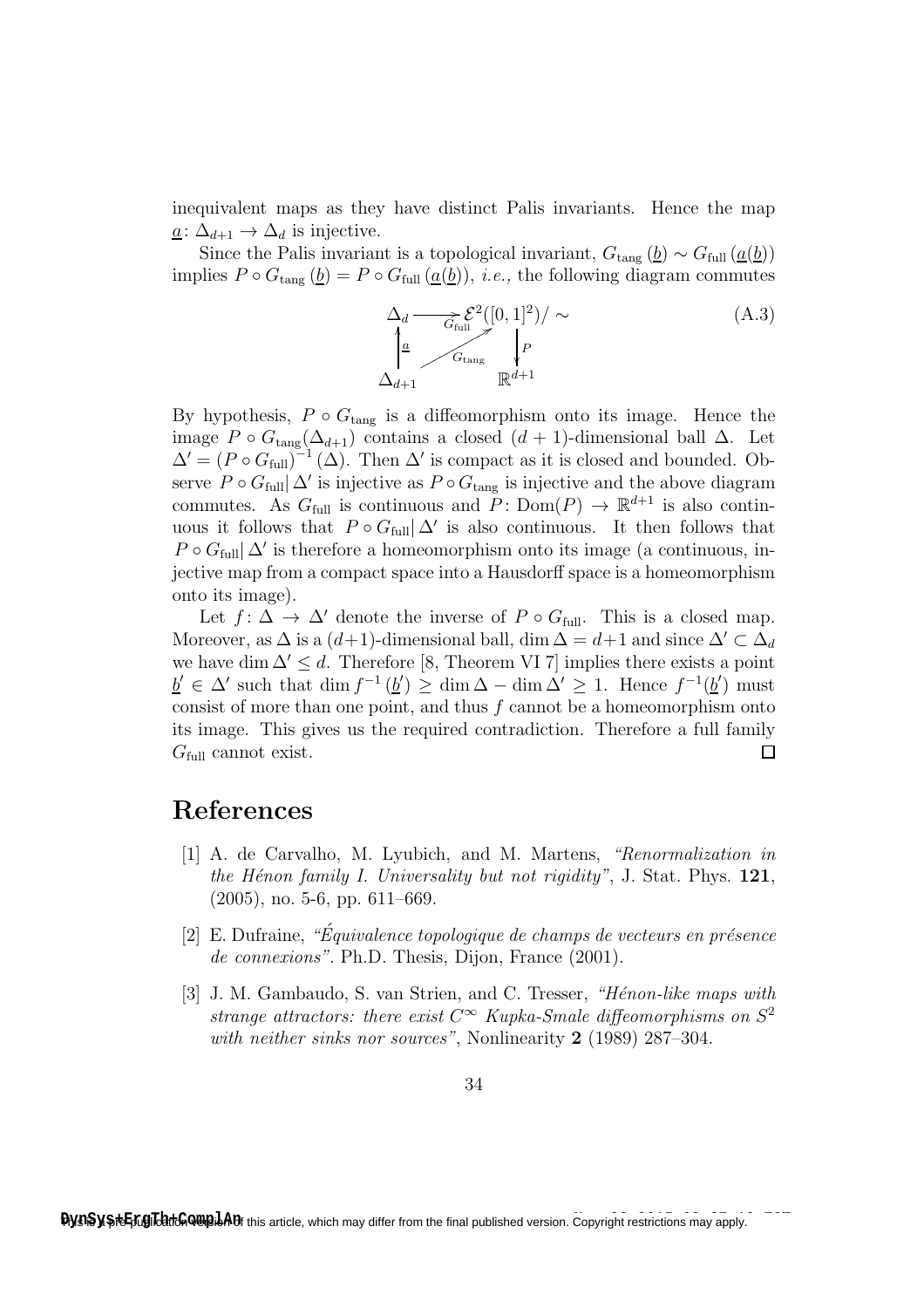inequivalent maps as they have distinct Palis invariants. Hence the map $\underline{a}\colon \Delta_{d+1} \to \Delta_d$ is injective.

Since the Palis invariant is a topological invariant, $G_{\mathrm{tang}}\,(\underline{b}) \sim G_{\mathrm{full}}\,(\underline{a}(\underline{b}))$ implies $P \circ G_{\mathrm{tang}}\,(\underline{b}) = P \circ G_{\mathrm{full}}\,(\underline{a}(\underline{b}))$, *i.e.,* the following diagram commutes

$$
\begin{array}{ccc}
\Delta_d & \xrightarrow{G_{\mathrm{full}}} & \mathcal{E}^2([0,1]^2)/\sim \\
\Big\uparrow \underline{a} & \nearrow_{G_{\mathrm{tang}}} & \Big\downarrow P \\
\Delta_{d+1} & & \mathbb{R}^{d+1}
\end{array}
\tag{A.3}
$$

By hypothesis, $P \circ G_{\mathrm{tang}}$ is a diffeomorphism onto its image. Hence the image $P \circ G_{\mathrm{tang}}(\Delta_{d+1})$ contains a closed $(d+1)$-dimensional ball $\Delta$. Let $\Delta' = (P \circ G_{\mathrm{full}})^{-1}(\Delta)$. Then $\Delta'$ is compact as it is closed and bounded. Observe $P \circ G_{\mathrm{full}}|\,\Delta'$ is injective as $P \circ G_{\mathrm{tang}}$ is injective and the above diagram commutes. As $G_{\mathrm{full}}$ is continuous and $P\colon \mathrm{Dom}(P) \to \mathbb{R}^{d+1}$ is also continuous it follows that $P \circ G_{\mathrm{full}}|\,\Delta'$ is also continuous. It then follows that $P \circ G_{\mathrm{full}}|\,\Delta'$ is therefore a homeomorphism onto its image (a continuous, injective map from a compact space into a Hausdorff space is a homeomorphism onto its image).

Let $f\colon \Delta \to \Delta'$ denote the inverse of $P \circ G_{\mathrm{full}}$. This is a closed map. Moreover, as $\Delta$ is a $(d+1)$-dimensional ball, $\dim \Delta = d+1$ and since $\Delta' \subset \Delta_d$ we have $\dim \Delta' \leq d$. Therefore [8, Theorem VI 7] implies there exists a point $\underline{b}' \in \Delta'$ such that $\dim f^{-1}(\underline{b}') \geq \dim \Delta - \dim \Delta' \geq 1$. Hence $f^{-1}(\underline{b}')$ must consist of more than one point, and thus $f$ cannot be a homeomorphism onto its image. This gives us the required contradiction. Therefore a full family $G_{\mathrm{full}}$ cannot exist. $\square$

# References

[1] A. de Carvalho, M. Lyubich, and M. Martens, *"Renormalization in the Hénon family I. Universality but not rigidity"*, J. Stat. Phys. **121**, (2005), no. 5-6, pp. 611–669.

[2] E. Dufraine, *"Équivalence topologique de champs de vecteurs en présence de connexions"*. Ph.D. Thesis, Dijon, France (2001).

[3] J. M. Gambaudo, S. van Strien, and C. Tresser, *"Hénon-like maps with strange attractors: there exist $C^\infty$ Kupka-Smale diffeomorphisms on $S^2$ with neither sinks nor sources"*, Nonlinearity **2** (1989) 287–304.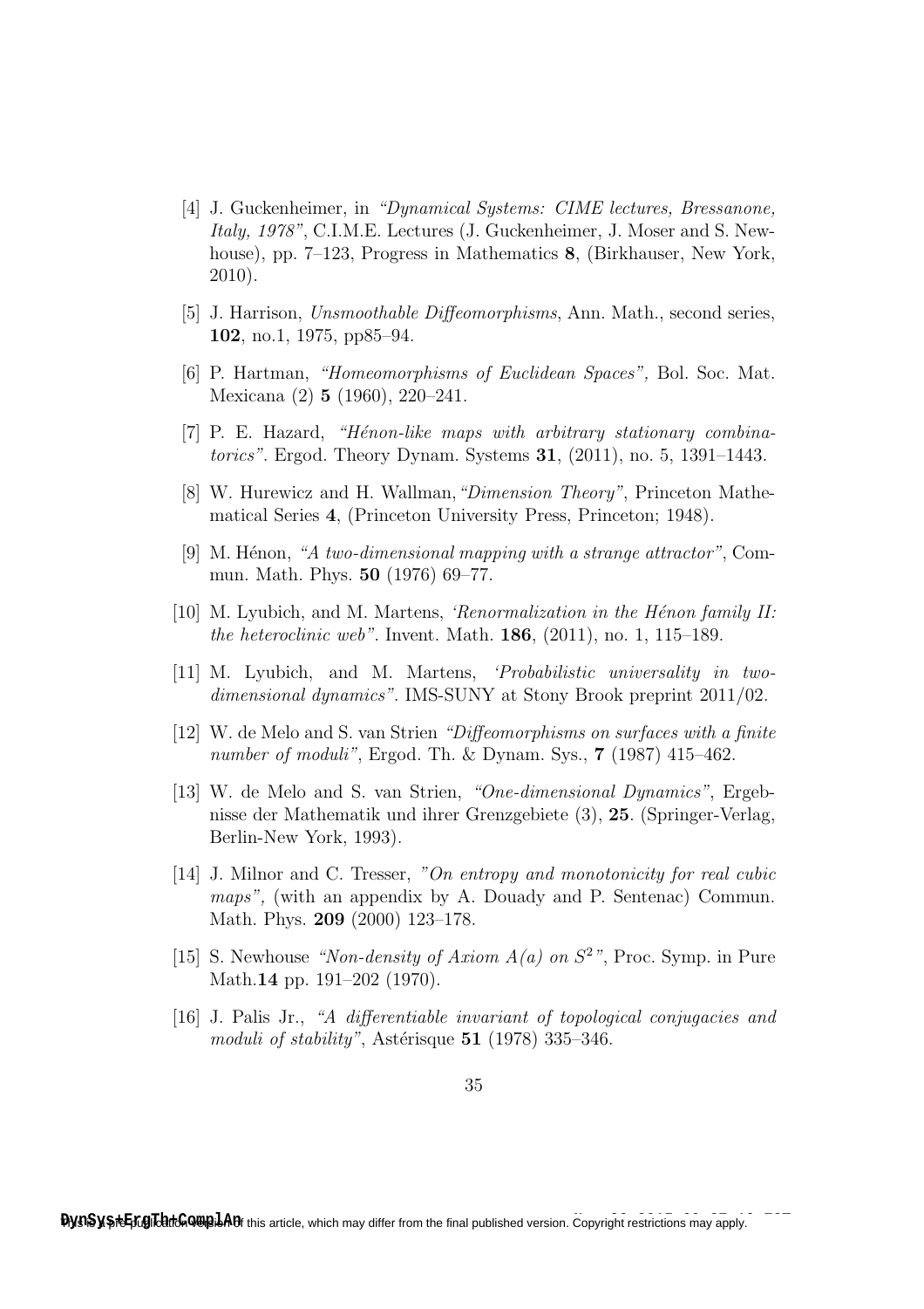[4] J. Guckenheimer, in *"Dynamical Systems: CIME lectures, Bressanone, Italy, 1978"*, C.I.M.E. Lectures (J. Guckenheimer, J. Moser and S. Newhouse), pp. 7–123, Progress in Mathematics **8**, (Birkhauser, New York, 2010).

[5] J. Harrison, *Unsmoothable Diffeomorphisms*, Ann. Math., second series, **102**, no.1, 1975, pp85–94.

[6] P. Hartman, *"Homeomorphisms of Euclidean Spaces",* Bol. Soc. Mat. Mexicana (2) **5** (1960), 220–241.

[7] P. E. Hazard, *"Hénon-like maps with arbitrary stationary combinatorics"*. Ergod. Theory Dynam. Systems **31**, (2011), no. 5, 1391–1443.

[8] W. Hurewicz and H. Wallman, *"Dimension Theory"*, Princeton Mathematical Series **4**, (Princeton University Press, Princeton; 1948).

[9] M. Hénon, *"A two-dimensional mapping with a strange attractor"*, Commun. Math. Phys. **50** (1976) 69–77.

[10] M. Lyubich, and M. Martens, *'Renormalization in the Hénon family II: the heteroclinic web"*. Invent. Math. **186**, (2011), no. 1, 115–189.

[11] M. Lyubich, and M. Martens, *'Probabilistic universality in two-dimensional dynamics"*. IMS-SUNY at Stony Brook preprint 2011/02.

[12] W. de Melo and S. van Strien *"Diffeomorphisms on surfaces with a finite number of moduli"*, Ergod. Th. & Dynam. Sys., **7** (1987) 415–462.

[13] W. de Melo and S. van Strien, *"One-dimensional Dynamics"*, Ergebnisse der Mathematik und ihrer Grenzgebiete (3), **25**. (Springer-Verlag, Berlin-New York, 1993).

[14] J. Milnor and C. Tresser, *"On entropy and monotonicity for real cubic maps",* (with an appendix by A. Douady and P. Sentenac) Commun. Math. Phys. **209** (2000) 123–178.

[15] S. Newhouse *"Non-density of Axiom A(a) on $S^2$"*, Proc. Symp. in Pure Math.**14** pp. 191–202 (1970).

[16] J. Palis Jr., *"A differentiable invariant of topological conjugacies and moduli of stability"*, Astérisque **51** (1978) 335–346.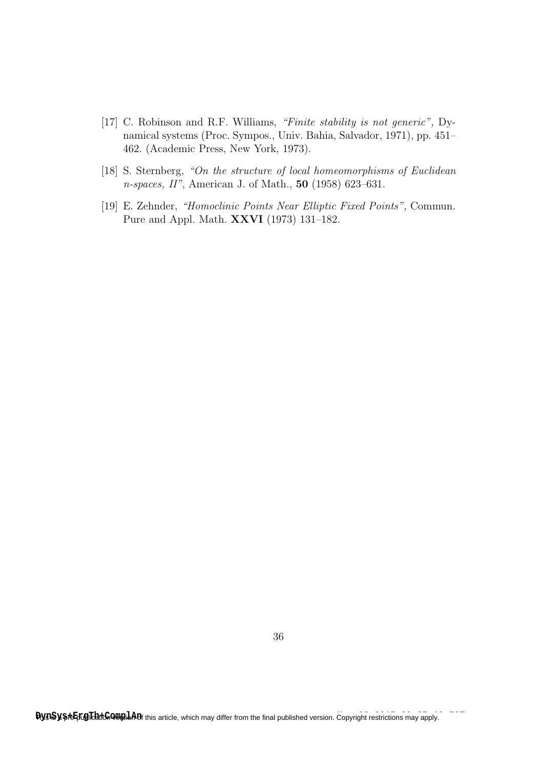[17] C. Robinson and R.F. Williams, *"Finite stability is not generic",* Dynamical systems (Proc. Sympos., Univ. Bahia, Salvador, 1971), pp. 451–462. (Academic Press, New York, 1973).

[18] S. Sternberg, *"On the structure of local homeomorphisms of Euclidean n-spaces, II"*, American J. of Math., **50** (1958) 623–631.

[19] E. Zehnder, *"Homoclinic Points Near Elliptic Fixed Points",* Commun. Pure and Appl. Math. **XXVI** (1973) 131–182.